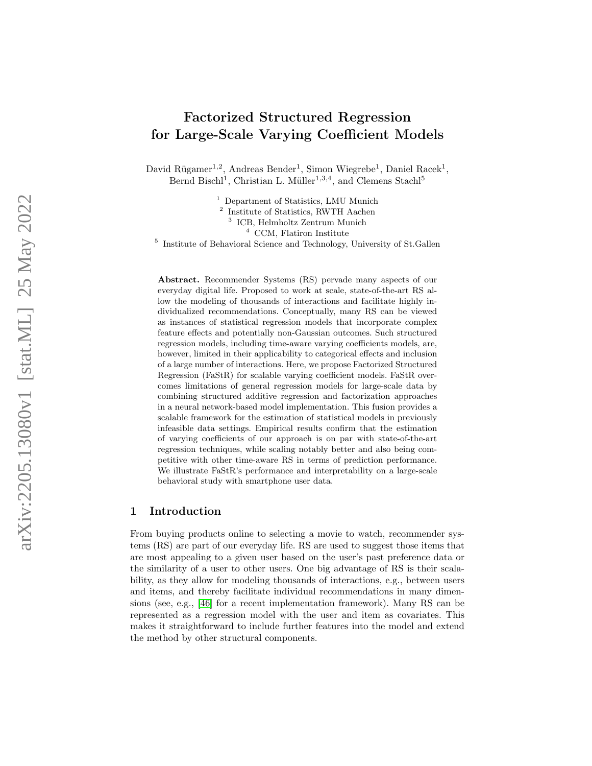# Factorized Structured Regression for Large-Scale Varying Coefficient Models

David Rügamer[1,2], Andreas Bender[1], Simon Wiegrebe[1], Daniel Racek[1], Bernd Bischl[1], Christian L. Müller[1,3,4], and Clemens Stachl[5]

[1] Department of Statistics, LMU Munich
[2] Institute of Statistics, RWTH Aachen
[3] ICB, Helmholtz Zentrum Munich
[4] CCM, Flatiron Institute
[5] Institute of Behavioral Science and Technology, University of St.Gallen

**Abstract.** Recommender Systems (RS) pervade many aspects of our everyday digital life. Proposed to work at scale, state-of-the-art RS allow the modeling of thousands of interactions and facilitate highly individualized recommendations. Conceptually, many RS can be viewed as instances of statistical regression models that incorporate complex feature effects and potentially non-Gaussian outcomes. Such structured regression models, including time-aware varying coefficients models, are, however, limited in their applicability to categorical effects and inclusion of a large number of interactions. Here, we propose Factorized Structured Regression (FaStR) for scalable varying coefficient models. FaStR overcomes limitations of general regression models for large-scale data by combining structured additive regression and factorization approaches in a neural network-based model implementation. This fusion provides a scalable framework for the estimation of statistical models in previously infeasible data settings. Empirical results confirm that the estimation of varying coefficients of our approach is on par with state-of-the-art regression techniques, while scaling notably better and also being competitive with other time-aware RS in terms of prediction performance. We illustrate FaStR's performance and interpretability on a large-scale behavioral study with smartphone user data.

## 1 Introduction

From buying products online to selecting a movie to watch, recommender systems (RS) are part of our everyday life. RS are used to suggest those items that are most appealing to a given user based on the user's past preference data or the similarity of a user to other users. One big advantage of RS is their scalability, as they allow for modeling thousands of interactions, e.g., between users and items, and thereby facilitate individual recommendations in many dimensions (see, e.g., [46] for a recent implementation framework). Many RS can be represented as a regression model with the user and item as covariates. This makes it straightforward to include further features into the model and extend the method by other structural components.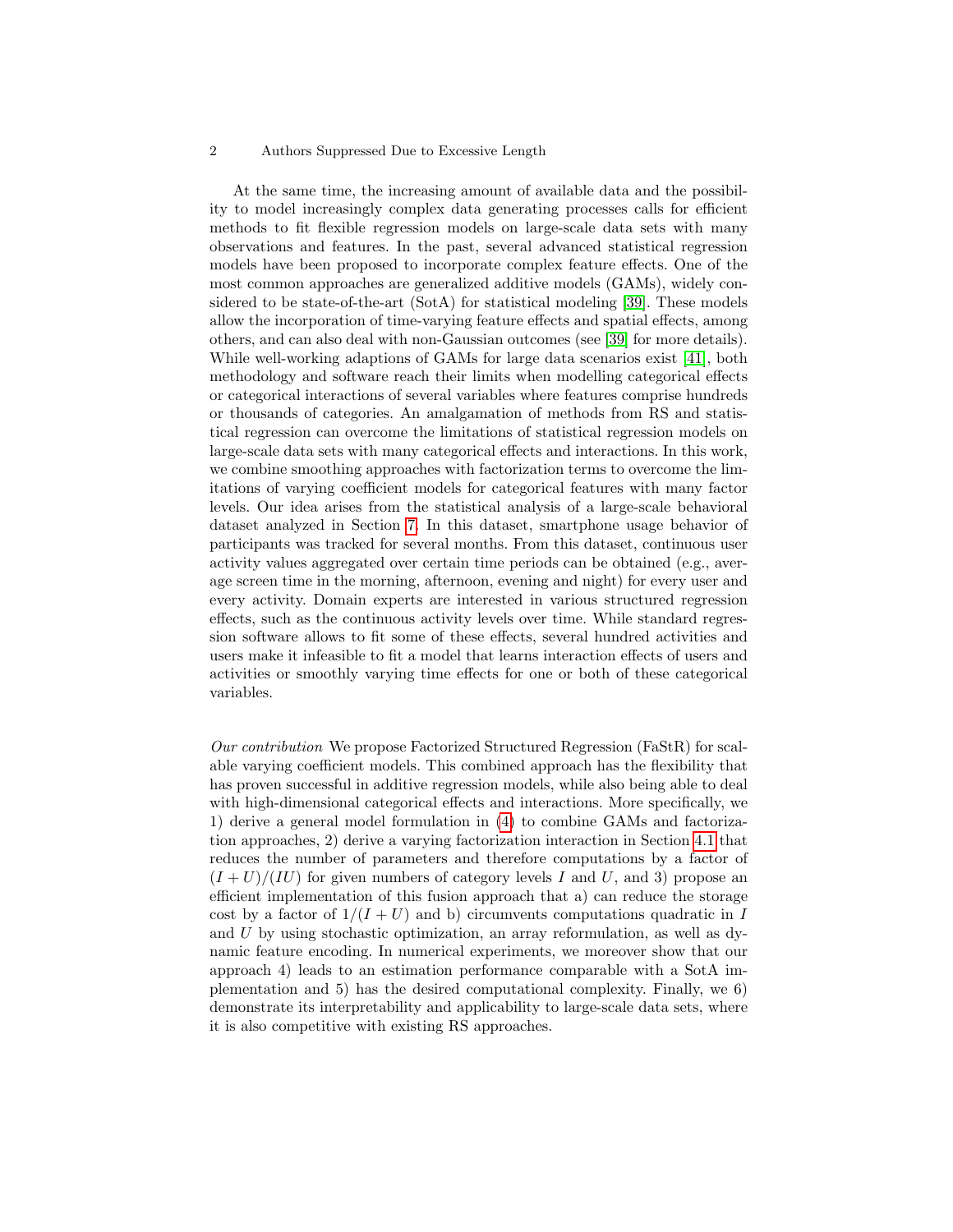At the same time, the increasing amount of available data and the possibility to model increasingly complex data generating processes calls for efficient methods to fit flexible regression models on large-scale data sets with many observations and features. In the past, several advanced statistical regression models have been proposed to incorporate complex feature effects. One of the most common approaches are generalized additive models (GAMs), widely considered to be state-of-the-art (SotA) for statistical modeling [39]. These models allow the incorporation of time-varying feature effects and spatial effects, among others, and can also deal with non-Gaussian outcomes (see [39] for more details). While well-working adaptions of GAMs for large data scenarios exist [41], both methodology and software reach their limits when modelling categorical effects or categorical interactions of several variables where features comprise hundreds or thousands of categories. An amalgamation of methods from RS and statistical regression can overcome the limitations of statistical regression models on large-scale data sets with many categorical effects and interactions. In this work, we combine smoothing approaches with factorization terms to overcome the limitations of varying coefficient models for categorical features with many factor levels. Our idea arises from the statistical analysis of a large-scale behavioral dataset analyzed in Section 7. In this dataset, smartphone usage behavior of participants was tracked for several months. From this dataset, continuous user activity values aggregated over certain time periods can be obtained (e.g., average screen time in the morning, afternoon, evening and night) for every user and every activity. Domain experts are interested in various structured regression effects, such as the continuous activity levels over time. While standard regression software allows to fit some of these effects, several hundred activities and users make it infeasible to fit a model that learns interaction effects of users and activities or smoothly varying time effects for one or both of these categorical variables.

*Our contribution* We propose Factorized Structured Regression (FaStR) for scalable varying coefficient models. This combined approach has the flexibility that has proven successful in additive regression models, while also being able to deal with high-dimensional categorical effects and interactions. More specifically, we 1) derive a general model formulation in (4) to combine GAMs and factorization approaches, 2) derive a varying factorization interaction in Section 4.1 that reduces the number of parameters and therefore computations by a factor of $(I + U)/(IU)$ for given numbers of category levels $I$ and $U$, and 3) propose an efficient implementation of this fusion approach that a) can reduce the storage cost by a factor of $1/(I + U)$ and b) circumvents computations quadratic in $I$ and $U$ by using stochastic optimization, an array reformulation, as well as dynamic feature encoding. In numerical experiments, we moreover show that our approach 4) leads to an estimation performance comparable with a SotA implementation and 5) has the desired computational complexity. Finally, we 6) demonstrate its interpretability and applicability to large-scale data sets, where it is also competitive with existing RS approaches.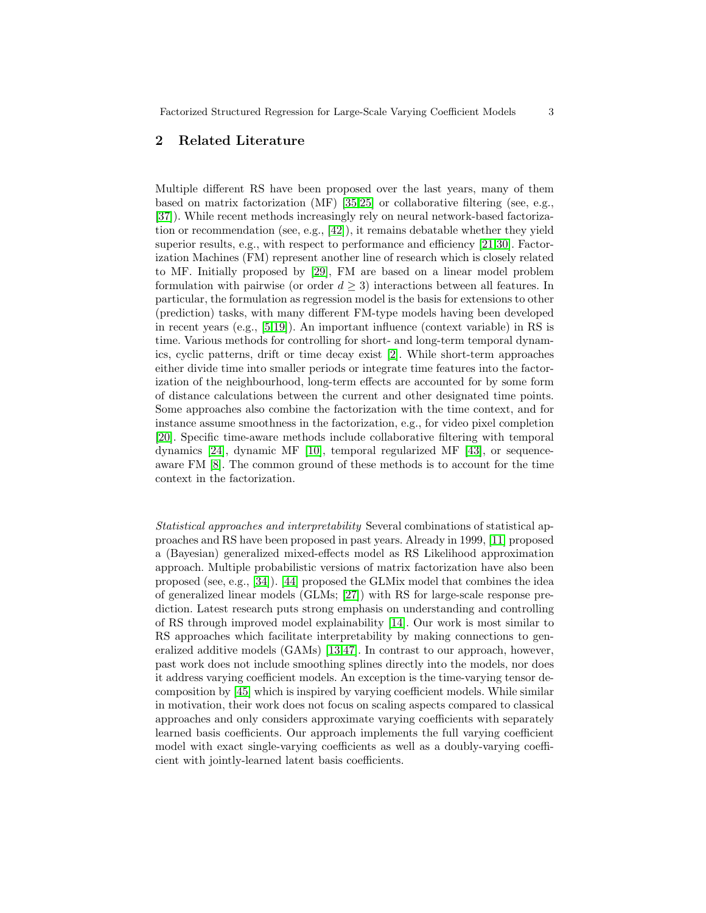## 2 Related Literature

Multiple different RS have been proposed over the last years, many of them based on matrix factorization (MF) [35,25] or collaborative filtering (see, e.g., [37]). While recent methods increasingly rely on neural network-based factorization or recommendation (see, e.g., [42]), it remains debatable whether they yield superior results, e.g., with respect to performance and efficiency [21,30]. Factorization Machines (FM) represent another line of research which is closely related to MF. Initially proposed by [29], FM are based on a linear model problem formulation with pairwise (or order $d \geq 3$) interactions between all features. In particular, the formulation as regression model is the basis for extensions to other (prediction) tasks, with many different FM-type models having been developed in recent years (e.g., [5,19]). An important influence (context variable) in RS is time. Various methods for controlling for short- and long-term temporal dynamics, cyclic patterns, drift or time decay exist [2]. While short-term approaches either divide time into smaller periods or integrate time features into the factorization of the neighbourhood, long-term effects are accounted for by some form of distance calculations between the current and other designated time points. Some approaches also combine the factorization with the time context, and for instance assume smoothness in the factorization, e.g., for video pixel completion [20]. Specific time-aware methods include collaborative filtering with temporal dynamics [24], dynamic MF [10], temporal regularized MF [43], or sequence-aware FM [8]. The common ground of these methods is to account for the time context in the factorization.

*Statistical approaches and interpretability* Several combinations of statistical approaches and RS have been proposed in past years. Already in 1999, [11] proposed a (Bayesian) generalized mixed-effects model as RS Likelihood approximation approach. Multiple probabilistic versions of matrix factorization have also been proposed (see, e.g., [34]). [44] proposed the GLMix model that combines the idea of generalized linear models (GLMs; [27]) with RS for large-scale response prediction. Latest research puts strong emphasis on understanding and controlling of RS through improved model explainability [14]. Our work is most similar to RS approaches which facilitate interpretability by making connections to generalized additive models (GAMs) [13,47]. In contrast to our approach, however, past work does not include smoothing splines directly into the models, nor does it address varying coefficient models. An exception is the time-varying tensor decomposition by [45] which is inspired by varying coefficient models. While similar in motivation, their work does not focus on scaling aspects compared to classical approaches and only considers approximate varying coefficients with separately learned basis coefficients. Our approach implements the full varying coefficient model with exact single-varying coefficients as well as a doubly-varying coefficient with jointly-learned latent basis coefficients.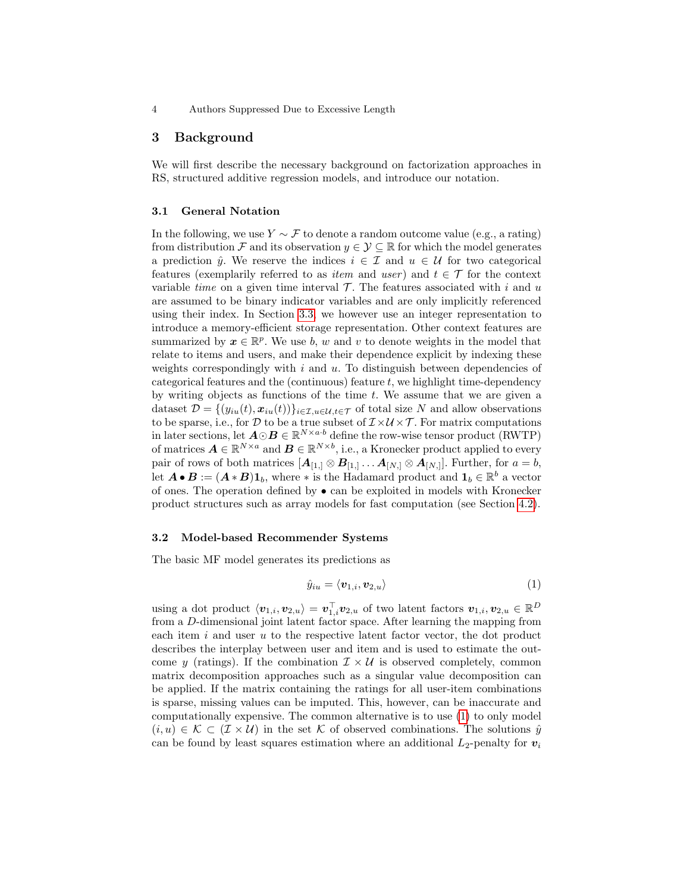## 3 Background

We will first describe the necessary background on factorization approaches in RS, structured additive regression models, and introduce our notation.

### 3.1 General Notation

In the following, we use $Y \sim \mathcal{F}$ to denote a random outcome value (e.g., a rating) from distribution $\mathcal{F}$ and its observation $y \in \mathcal{Y} \subseteq \mathbb{R}$ for which the model generates a prediction $\hat{y}$. We reserve the indices $i \in \mathcal{I}$ and $u \in \mathcal{U}$ for two categorical features (exemplarily referred to as *item* and *user*) and $t \in \mathcal{T}$ for the context variable *time* on a given time interval $\mathcal{T}$. The features associated with $i$ and $u$ are assumed to be binary indicator variables and are only implicitly referenced using their index. In Section 3.3, we however use an integer representation to introduce a memory-efficient storage representation. Other context features are summarized by $\boldsymbol{x} \in \mathbb{R}^p$. We use $b$, $w$ and $v$ to denote weights in the model that relate to items and users, and make their dependence explicit by indexing these weights correspondingly with $i$ and $u$. To distinguish between dependencies of categorical features and the (continuous) feature $t$, we highlight time-dependency by writing objects as functions of the time $t$. We assume that we are given a dataset $\mathcal{D} = \{(y_{iu}(t), \boldsymbol{x}_{iu}(t))\}_{i \in \mathcal{I}, u \in \mathcal{U}, t \in \mathcal{T}}$ of total size $N$ and allow observations to be sparse, i.e., for $\mathcal{D}$ to be a true subset of $\mathcal{I} \times \mathcal{U} \times \mathcal{T}$. For matrix computations in later sections, let $\boldsymbol{A} \odot \boldsymbol{B} \in \mathbb{R}^{N \times a \cdot b}$ define the row-wise tensor product (RWTP) of matrices $\boldsymbol{A} \in \mathbb{R}^{N \times a}$ and $\boldsymbol{B} \in \mathbb{R}^{N \times b}$, i.e., a Kronecker product applied to every pair of rows of both matrices $[\boldsymbol{A}_{[1,]} \otimes \boldsymbol{B}_{[1,]} \ldots \boldsymbol{A}_{[N,]} \otimes \boldsymbol{A}_{[N,]}]$. Further, for $a = b$, let $\boldsymbol{A} \bullet \boldsymbol{B} := (\boldsymbol{A} * \boldsymbol{B})\boldsymbol{1}_b$, where $*$ is the Hadamard product and $\boldsymbol{1}_b \in \mathbb{R}^b$ a vector of ones. The operation defined by $\bullet$ can be exploited in models with Kronecker product structures such as array models for fast computation (see Section 4.2).

### 3.2 Model-based Recommender Systems

The basic MF model generates its predictions as

$$\hat{y}_{iu} = \langle \boldsymbol{v}_{1,i}, \boldsymbol{v}_{2,u} \rangle \tag{1}$$

using a dot product $\langle \boldsymbol{v}_{1,i}, \boldsymbol{v}_{2,u} \rangle = \boldsymbol{v}_{1,i}^\top \boldsymbol{v}_{2,u}$ of two latent factors $\boldsymbol{v}_{1,i}, \boldsymbol{v}_{2,u} \in \mathbb{R}^D$ from a $D$-dimensional joint latent factor space. After learning the mapping from each item $i$ and user $u$ to the respective latent factor vector, the dot product describes the interplay between user and item and is used to estimate the outcome $y$ (ratings). If the combination $\mathcal{I} \times \mathcal{U}$ is observed completely, common matrix decomposition approaches such as a singular value decomposition can be applied. If the matrix containing the ratings for all user-item combinations is sparse, missing values can be imputed. This, however, can be inaccurate and computationally expensive. The common alternative is to use (1) to only model $(i, u) \in \mathcal{K} \subset (\mathcal{I} \times \mathcal{U})$ in the set $\mathcal{K}$ of observed combinations. The solutions $\hat{y}$ can be found by least squares estimation where an additional $L_2$-penalty for $\boldsymbol{v}_i$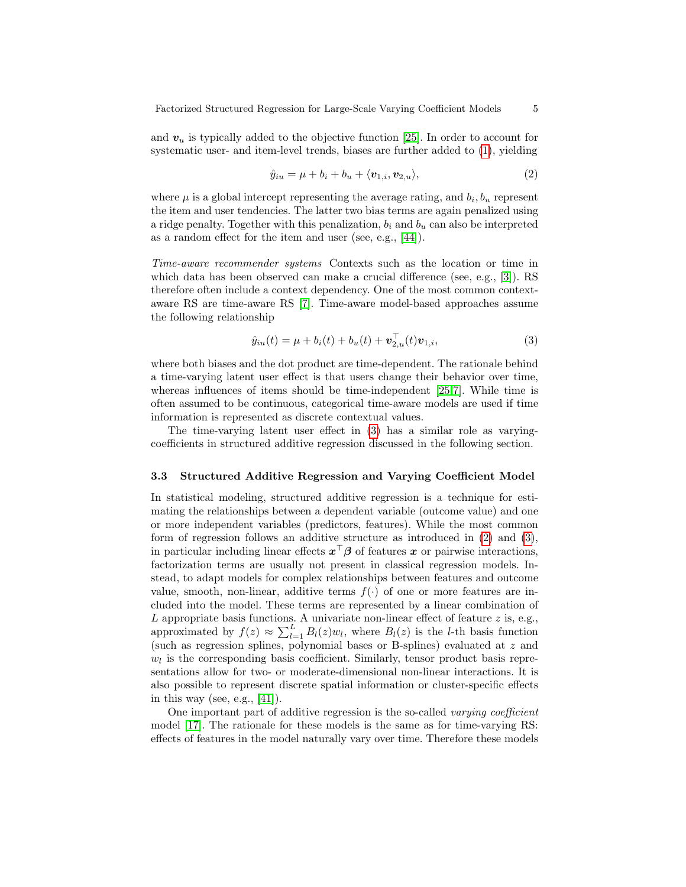and $\boldsymbol{v}_u$ is typically added to the objective function [25]. In order to account for systematic user- and item-level trends, biases are further added to (1), yielding

$$\hat{y}_{iu} = \mu + b_i + b_u + \langle \boldsymbol{v}_{1,i}, \boldsymbol{v}_{2,u} \rangle, \tag{2}$$

where $\mu$ is a global intercept representing the average rating, and $b_i, b_u$ represent the item and user tendencies. The latter two bias terms are again penalized using a ridge penalty. Together with this penalization, $b_i$ and $b_u$ can also be interpreted as a random effect for the item and user (see, e.g., [44]).

*Time-aware recommender systems* Contexts such as the location or time in which data has been observed can make a crucial difference (see, e.g., [3]). RS therefore often include a context dependency. One of the most common context-aware RS are time-aware RS [7]. Time-aware model-based approaches assume the following relationship

$$\hat{y}_{iu}(t) = \mu + b_i(t) + b_u(t) + \boldsymbol{v}_{2,u}^\top(t)\boldsymbol{v}_{1,i}, \tag{3}$$

where both biases and the dot product are time-dependent. The rationale behind a time-varying latent user effect is that users change their behavior over time, whereas influences of items should be time-independent [25,7]. While time is often assumed to be continuous, categorical time-aware models are used if time information is represented as discrete contextual values.

The time-varying latent user effect in (3) has a similar role as varying-coefficients in structured additive regression discussed in the following section.

### 3.3 Structured Additive Regression and Varying Coefficient Model

In statistical modeling, structured additive regression is a technique for estimating the relationships between a dependent variable (outcome value) and one or more independent variables (predictors, features). While the most common form of regression follows an additive structure as introduced in (2) and (3), in particular including linear effects $\boldsymbol{x}^\top \boldsymbol{\beta}$ of features $\boldsymbol{x}$ or pairwise interactions, factorization terms are usually not present in classical regression models. Instead, to adapt models for complex relationships between features and outcome value, smooth, non-linear, additive terms $f(\cdot)$ of one or more features are included into the model. These terms are represented by a linear combination of $L$ appropriate basis functions. A univariate non-linear effect of feature $z$ is, e.g., approximated by $f(z) \approx \sum_{l=1}^{L} B_l(z) w_l$, where $B_l(z)$ is the $l$-th basis function (such as regression splines, polynomial bases or B-splines) evaluated at $z$ and $w_l$ is the corresponding basis coefficient. Similarly, tensor product basis representations allow for two- or moderate-dimensional non-linear interactions. It is also possible to represent discrete spatial information or cluster-specific effects in this way (see, e.g., [41]).

One important part of additive regression is the so-called *varying coefficient* model [17]. The rationale for these models is the same as for time-varying RS: effects of features in the model naturally vary over time. Therefore these models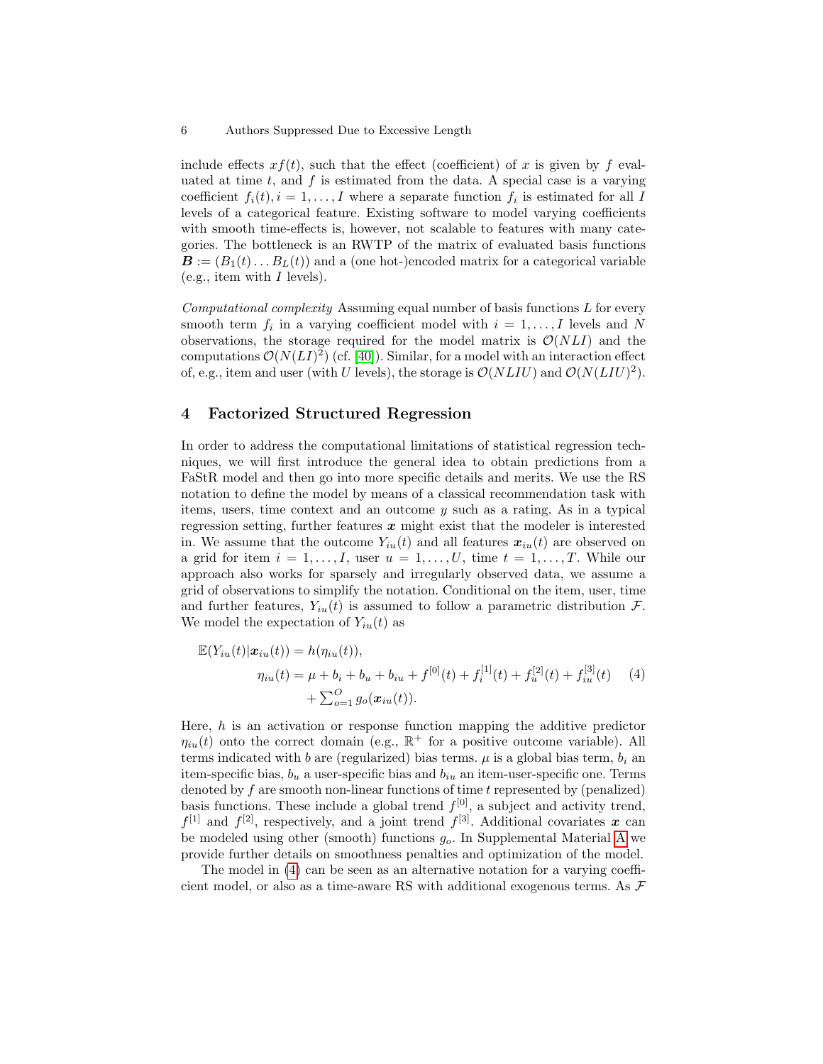include effects $xf(t)$, such that the effect (coefficient) of $x$ is given by $f$ evaluated at time $t$, and $f$ is estimated from the data. A special case is a varying coefficient $f_i(t), i = 1, \dots, I$ where a separate function $f_i$ is estimated for all $I$ levels of a categorical feature. Existing software to model varying coefficients with smooth time-effects is, however, not scalable to features with many categories. The bottleneck is an RWTP of the matrix of evaluated basis functions $\boldsymbol{B} := (B_1(t) \dots B_L(t))$ and a (one hot-)encoded matrix for a categorical variable (e.g., item with $I$ levels).

*Computational complexity* Assuming equal number of basis functions $L$ for every smooth term $f_i$ in a varying coefficient model with $i = 1, \dots, I$ levels and $N$ observations, the storage required for the model matrix is $\mathcal{O}(NLI)$ and the computations $\mathcal{O}(N(LI)^2)$ (cf. [40]). Similar, for a model with an interaction effect of, e.g., item and user (with $U$ levels), the storage is $\mathcal{O}(NLIU)$ and $\mathcal{O}(N(LIU)^2)$.

## 4 Factorized Structured Regression

In order to address the computational limitations of statistical regression techniques, we will first introduce the general idea to obtain predictions from a FaStR model and then go into more specific details and merits. We use the RS notation to define the model by means of a classical recommendation task with items, users, time context and an outcome $y$ such as a rating. As in a typical regression setting, further features $\boldsymbol{x}$ might exist that the modeler is interested in. We assume that the outcome $Y_{iu}(t)$ and all features $\boldsymbol{x}_{iu}(t)$ are observed on a grid for item $i = 1, \dots, I$, user $u = 1, \dots, U$, time $t = 1, \dots, T$. While our approach also works for sparsely and irregularly observed data, we assume a grid of observations to simplify the notation. Conditional on the item, user, time and further features, $Y_{iu}(t)$ is assumed to follow a parametric distribution $\mathcal{F}$. We model the expectation of $Y_{iu}(t)$ as

$$
\begin{aligned}
\mathbb{E}(Y_{iu}(t)|\boldsymbol{x}_{iu}(t)) &= h(\eta_{iu}(t)), \\
\eta_{iu}(t) &= \mu + b_i + b_u + b_{iu} + f^{[0]}(t) + f_i^{[1]}(t) + f_u^{[2]}(t) + f_{iu}^{[3]}(t) \\
&\quad + \textstyle\sum_{o=1}^{O} g_o(\boldsymbol{x}_{iu}(t)).
\end{aligned} \tag{4}
$$

Here, $h$ is an activation or response function mapping the additive predictor $\eta_{iu}(t)$ onto the correct domain (e.g., $\mathbb{R}^+$ for a positive outcome variable). All terms indicated with $b$ are (regularized) bias terms. $\mu$ is a global bias term, $b_i$ an item-specific bias, $b_u$ a user-specific bias and $b_{iu}$ an item-user-specific one. Terms denoted by $f$ are smooth non-linear functions of time $t$ represented by (penalized) basis functions. These include a global trend $f^{[0]}$, a subject and activity trend, $f^{[1]}$ and $f^{[2]}$, respectively, and a joint trend $f^{[3]}$. Additional covariates $\boldsymbol{x}$ can be modeled using other (smooth) functions $g_o$. In Supplemental Material A we provide further details on smoothness penalties and optimization of the model.

The model in (4) can be seen as an alternative notation for a varying coefficient model, or also as a time-aware RS with additional exogenous terms. As $\mathcal{F}$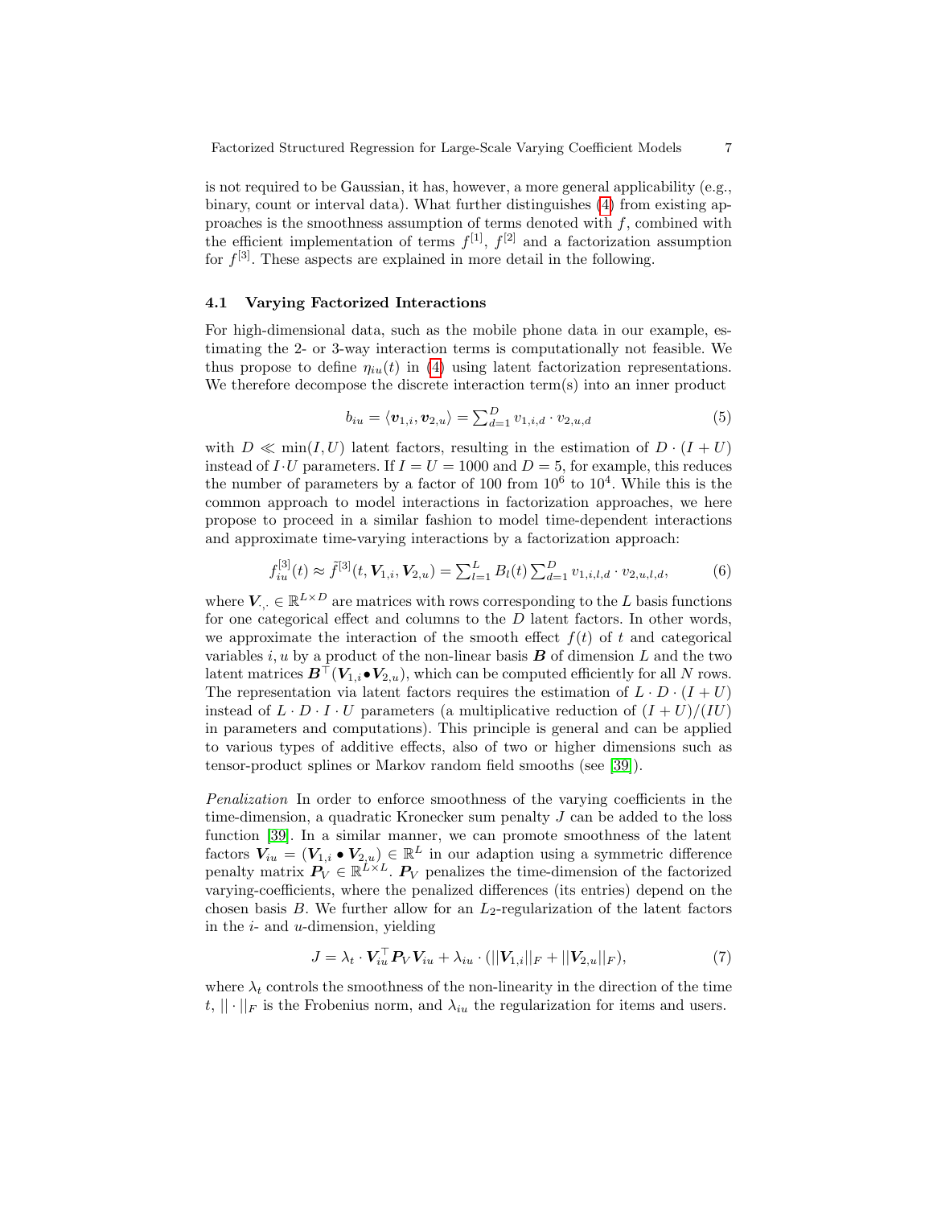is not required to be Gaussian, it has, however, a more general applicability (e.g., binary, count or interval data). What further distinguishes (4) from existing approaches is the smoothness assumption of terms denoted with $f$, combined with the efficient implementation of terms $f^{[1]}$, $f^{[2]}$ and a factorization assumption for $f^{[3]}$. These aspects are explained in more detail in the following.

### 4.1 Varying Factorized Interactions

For high-dimensional data, such as the mobile phone data in our example, estimating the 2- or 3-way interaction terms is computationally not feasible. We thus propose to define $\eta_{iu}(t)$ in (4) using latent factorization representations. We therefore decompose the discrete interaction term(s) into an inner product

$$b_{iu} = \langle \boldsymbol{v}_{1,i}, \boldsymbol{v}_{2,u} \rangle = \sum_{d=1}^{D} v_{1,i,d} \cdot v_{2,u,d} \tag{5}$$

with $D \ll \min(I, U)$ latent factors, resulting in the estimation of $D \cdot (I + U)$ instead of $I \cdot U$ parameters. If $I = U = 1000$ and $D = 5$, for example, this reduces the number of parameters by a factor of 100 from $10^6$ to $10^4$. While this is the common approach to model interactions in factorization approaches, we here propose to proceed in a similar fashion to model time-dependent interactions and approximate time-varying interactions by a factorization approach:

$$f_{iu}^{[3]}(t) \approx \tilde{f}^{[3]}(t, \boldsymbol{V}_{1,i}, \boldsymbol{V}_{2,u}) = \sum_{l=1}^{L} B_l(t) \sum_{d=1}^{D} v_{1,i,l,d} \cdot v_{2,u,l,d}, \tag{6}$$

where $\boldsymbol{V}_{\cdot,\cdot} \in \mathbb{R}^{L \times D}$ are matrices with rows corresponding to the $L$ basis functions for one categorical effect and columns to the $D$ latent factors. In other words, we approximate the interaction of the smooth effect $f(t)$ of $t$ and categorical variables $i, u$ by a product of the non-linear basis $\boldsymbol{B}$ of dimension $L$ and the two latent matrices $\boldsymbol{B}^\top(\boldsymbol{V}_{1,i} \bullet \boldsymbol{V}_{2,u})$, which can be computed efficiently for all $N$ rows. The representation via latent factors requires the estimation of $L \cdot D \cdot (I + U)$ instead of $L \cdot D \cdot I \cdot U$ parameters (a multiplicative reduction of $(I + U)/(IU)$ in parameters and computations). This principle is general and can be applied to various types of additive effects, also of two or higher dimensions such as tensor-product splines or Markov random field smooths (see [39]).

*Penalization* In order to enforce smoothness of the varying coefficients in the time-dimension, a quadratic Kronecker sum penalty $J$ can be added to the loss function [39]. In a similar manner, we can promote smoothness of the latent factors $\boldsymbol{V}_{iu} = (\boldsymbol{V}_{1,i} \bullet \boldsymbol{V}_{2,u}) \in \mathbb{R}^L$ in our adaption using a symmetric difference penalty matrix $\boldsymbol{P}_V \in \mathbb{R}^{L \times L}$. $\boldsymbol{P}_V$ penalizes the time-dimension of the factorized varying-coefficients, where the penalized differences (its entries) depend on the chosen basis $B$. We further allow for an $L_2$-regularization of the latent factors in the $i$- and $u$-dimension, yielding

$$J = \lambda_t \cdot \boldsymbol{V}_{iu}^\top \boldsymbol{P}_V \boldsymbol{V}_{iu} + \lambda_{iu} \cdot (||\boldsymbol{V}_{1,i}||_F + ||\boldsymbol{V}_{2,u}||_F), \tag{7}$$

where $\lambda_t$ controls the smoothness of the non-linearity in the direction of the time $t$, $||\cdot||_F$ is the Frobenius norm, and $\lambda_{iu}$ the regularization for items and users.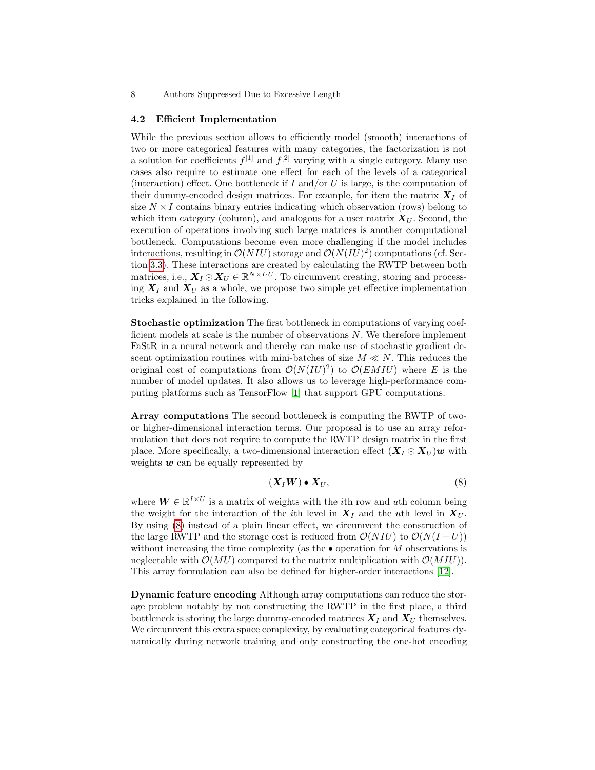### 4.2 Efficient Implementation

While the previous section allows to efficiently model (smooth) interactions of two or more categorical features with many categories, the factorization is not a solution for coefficients $f^{[1]}$ and $f^{[2]}$ varying with a single category. Many use cases also require to estimate one effect for each of the levels of a categorical (interaction) effect. One bottleneck if $I$ and/or $U$ is large, is the computation of their dummy-encoded design matrices. For example, for item the matrix $\boldsymbol{X}_I$ of size $N \times I$ contains binary entries indicating which observation (rows) belong to which item category (column), and analogous for a user matrix $\boldsymbol{X}_U$. Second, the execution of operations involving such large matrices is another computational bottleneck. Computations become even more challenging if the model includes interactions, resulting in $\mathcal{O}(NIU)$ storage and $\mathcal{O}(N(IU)^2)$ computations (cf. Section 3.3). These interactions are created by calculating the RWTP between both matrices, i.e., $\boldsymbol{X}_I \odot \boldsymbol{X}_U \in \mathbb{R}^{N \times I \cdot U}$. To circumvent creating, storing and processing $\boldsymbol{X}_I$ and $\boldsymbol{X}_U$ as a whole, we propose two simple yet effective implementation tricks explained in the following.

**Stochastic optimization** The first bottleneck in computations of varying coefficient models at scale is the number of observations $N$. We therefore implement FaStR in a neural network and thereby can make use of stochastic gradient descent optimization routines with mini-batches of size $M \ll N$. This reduces the original cost of computations from $\mathcal{O}(N(IU)^2)$ to $\mathcal{O}(EMIU)$ where $E$ is the number of model updates. It also allows us to leverage high-performance computing platforms such as TensorFlow [1] that support GPU computations.

**Array computations** The second bottleneck is computing the RWTP of two- or higher-dimensional interaction terms. Our proposal is to use an array reformulation that does not require to compute the RWTP design matrix in the first place. More specifically, a two-dimensional interaction effect $(\boldsymbol{X}_I \odot \boldsymbol{X}_U)\boldsymbol{w}$ with weights $\boldsymbol{w}$ can be equally represented by

$$(\boldsymbol{X}_I \boldsymbol{W}) \bullet \boldsymbol{X}_U, \tag{8}$$

where $\boldsymbol{W} \in \mathbb{R}^{I \times U}$ is a matrix of weights with the $i$th row and $u$th column being the weight for the interaction of the $i$th level in $\boldsymbol{X}_I$ and the $u$th level in $\boldsymbol{X}_U$. By using (8) instead of a plain linear effect, we circumvent the construction of the large RWTP and the storage cost is reduced from $\mathcal{O}(NIU)$ to $\mathcal{O}(N(I+U))$ without increasing the time complexity (as the $\bullet$ operation for $M$ observations is neglectable with $\mathcal{O}(MU)$ compared to the matrix multiplication with $\mathcal{O}(MIU)$). This array formulation can also be defined for higher-order interactions [12].

**Dynamic feature encoding** Although array computations can reduce the storage problem notably by not constructing the RWTP in the first place, a third bottleneck is storing the large dummy-encoded matrices $\boldsymbol{X}_I$ and $\boldsymbol{X}_U$ themselves. We circumvent this extra space complexity, by evaluating categorical features dynamically during network training and only constructing the one-hot encoding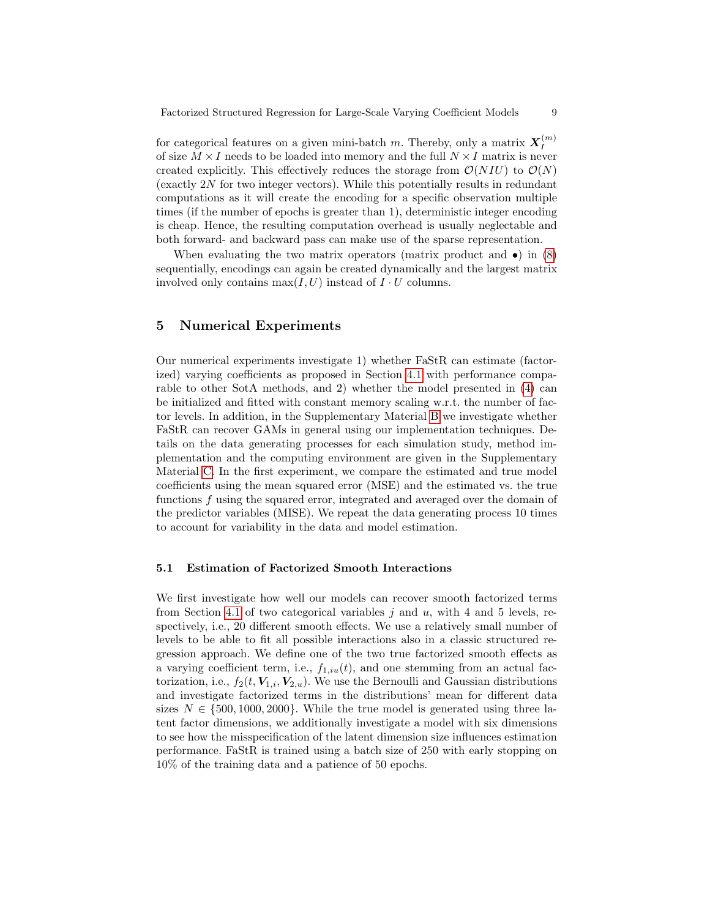for categorical features on a given mini-batch $m$. Thereby, only a matrix $\boldsymbol{X}_I^{(m)}$ of size $M \times I$ needs to be loaded into memory and the full $N \times I$ matrix is never created explicitly. This effectively reduces the storage from $\mathcal{O}(NIU)$ to $\mathcal{O}(N)$ (exactly $2N$ for two integer vectors). While this potentially results in redundant computations as it will create the encoding for a specific observation multiple times (if the number of epochs is greater than 1), deterministic integer encoding is cheap. Hence, the resulting computation overhead is usually neglectable and both forward- and backward pass can make use of the sparse representation.

When evaluating the two matrix operators (matrix product and $\bullet$) in (8) sequentially, encodings can again be created dynamically and the largest matrix involved only contains $\max(I, U)$ instead of $I \cdot U$ columns.

## 5 Numerical Experiments

Our numerical experiments investigate 1) whether FaStR can estimate (factorized) varying coefficients as proposed in Section 4.1 with performance comparable to other SotA methods, and 2) whether the model presented in (4) can be initialized and fitted with constant memory scaling w.r.t. the number of factor levels. In addition, in the Supplementary Material B we investigate whether FaStR can recover GAMs in general using our implementation techniques. Details on the data generating processes for each simulation study, method implementation and the computing environment are given in the Supplementary Material C. In the first experiment, we compare the estimated and true model coefficients using the mean squared error (MSE) and the estimated vs. the true functions $f$ using the squared error, integrated and averaged over the domain of the predictor variables (MISE). We repeat the data generating process 10 times to account for variability in the data and model estimation.

### 5.1 Estimation of Factorized Smooth Interactions

We first investigate how well our models can recover smooth factorized terms from Section 4.1 of two categorical variables $j$ and $u$, with 4 and 5 levels, respectively, i.e., 20 different smooth effects. We use a relatively small number of levels to be able to fit all possible interactions also in a classic structured regression approach. We define one of the two true factorized smooth effects as a varying coefficient term, i.e., $f_{1,iu}(t)$, and one stemming from an actual factorization, i.e., $f_2(t, \boldsymbol{V}_{1,i}, \boldsymbol{V}_{2,u})$. We use the Bernoulli and Gaussian distributions and investigate factorized terms in the distributions' mean for different data sizes $N \in \{500, 1000, 2000\}$. While the true model is generated using three latent factor dimensions, we additionally investigate a model with six dimensions to see how the misspecification of the latent dimension size influences estimation performance. FaStR is trained using a batch size of 250 with early stopping on 10% of the training data and a patience of 50 epochs.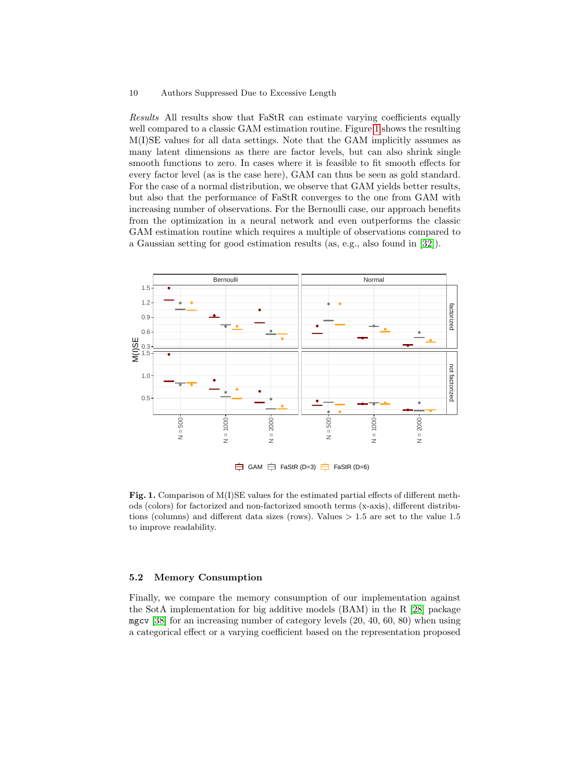*Results* All results show that FaStR can estimate varying coefficients equally well compared to a classic GAM estimation routine. Figure 1 shows the resulting M(I)SE values for all data settings. Note that the GAM implicitly assumes as many latent dimensions as there are factor levels, but can also shrink single smooth functions to zero. In cases where it is feasible to fit smooth effects for every factor level (as is the case here), GAM can thus be seen as gold standard. For the case of a normal distribution, we observe that GAM yields better results, but also that the performance of FaStR converges to the one from GAM with increasing number of observations. For the Bernoulli case, our approach benefits from the optimization in a neural network and even outperforms the classic GAM estimation routine which requires a multiple of observations compared to a Gaussian setting for good estimation results (as, e.g., also found in [32]).

**Fig. 1.** Comparison of M(I)SE values for the estimated partial effects of different methods (colors) for factorized and non-factorized smooth terms (x-axis), different distributions (columns) and different data sizes (rows). Values > 1.5 are set to the value 1.5 to improve readability.

### 5.2 Memory Consumption

Finally, we compare the memory consumption of our implementation against the SotA implementation for big additive models (BAM) in the R [28] package `mgcv` [38] for an increasing number of category levels (20, 40, 60, 80) when using a categorical effect or a varying coefficient based on the representation proposed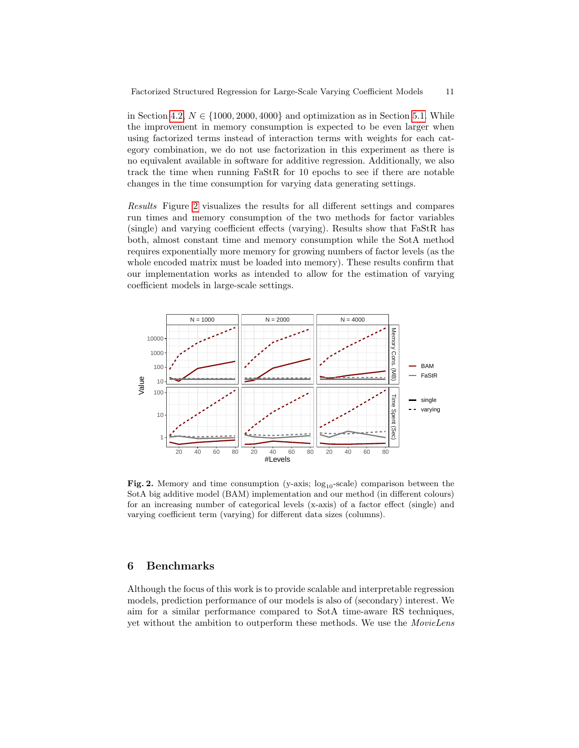in Section 4.2, $N \in \{1000, 2000, 4000\}$ and optimization as in Section 5.1. While the improvement in memory consumption is expected to be even larger when using factorized terms instead of interaction terms with weights for each category combination, we do not use factorization in this experiment as there is no equivalent available in software for additive regression. Additionally, we also track the time when running FaStR for 10 epochs to see if there are notable changes in the time consumption for varying data generating settings.

*Results* Figure 2 visualizes the results for all different settings and compares run times and memory consumption of the two methods for factor variables (single) and varying coefficient effects (varying). Results show that FaStR has both, almost constant time and memory consumption while the SotA method requires exponentially more memory for growing numbers of factor levels (as the whole encoded matrix must be loaded into memory). These results confirm that our implementation works as intended to allow for the estimation of varying coefficient models in large-scale settings.

**Fig. 2.** Memory and time consumption (y-axis; $\log_{10}$-scale) comparison between the SotA big additive model (BAM) implementation and our method (in different colours) for an increasing number of categorical levels (x-axis) of a factor effect (single) and varying coefficient term (varying) for different data sizes (columns).

## 6 Benchmarks

Although the focus of this work is to provide scalable and interpretable regression models, prediction performance of our models is also of (secondary) interest. We aim for a similar performance compared to SotA time-aware RS techniques, yet without the ambition to outperform these methods. We use the *MovieLens*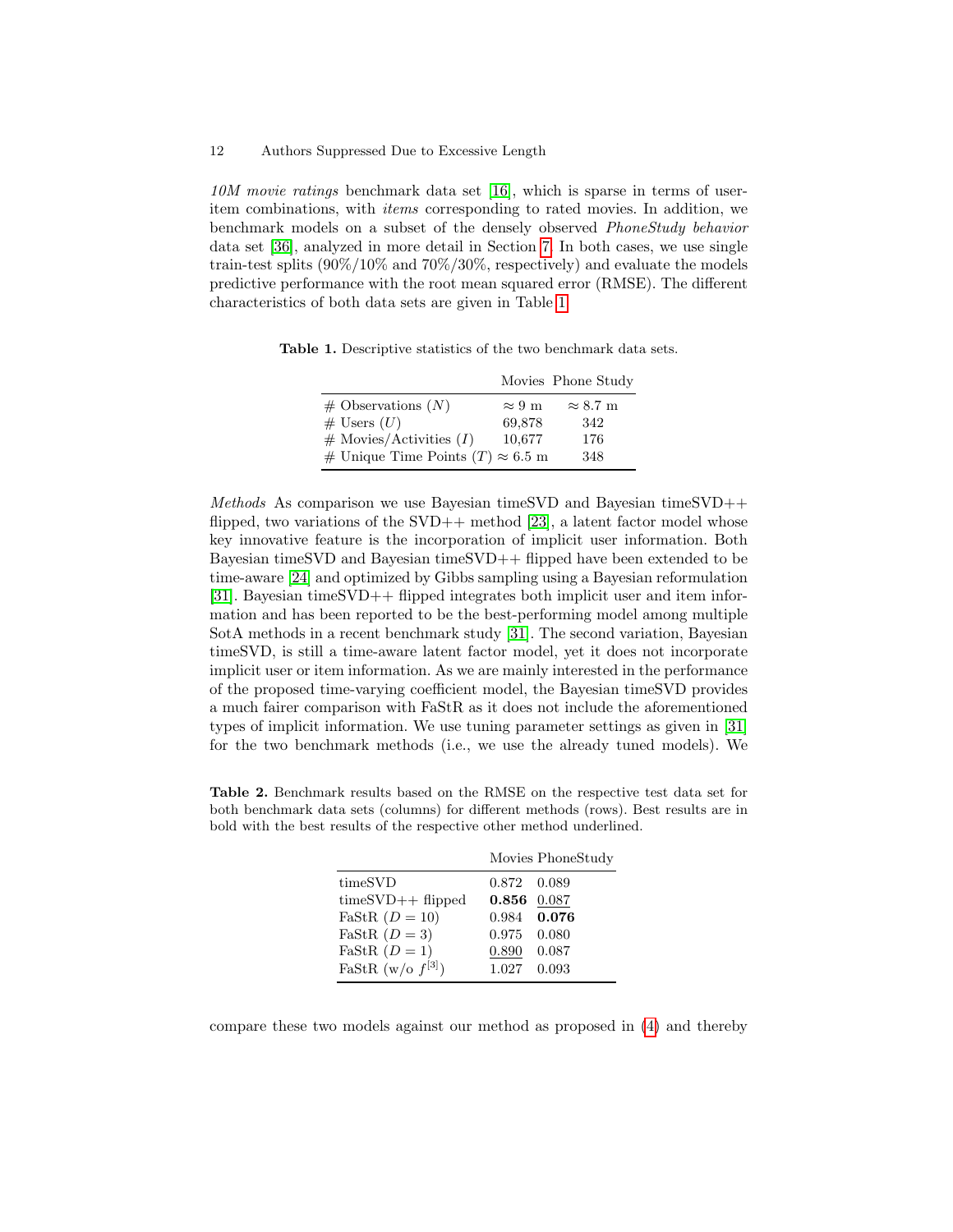*10M movie ratings* benchmark data set [16], which is sparse in terms of user-item combinations, with *items* corresponding to rated movies. In addition, we benchmark models on a subset of the densely observed *PhoneStudy behavior* data set [36], analyzed in more detail in Section 7. In both cases, we use single train-test splits (90%/10% and 70%/30%, respectively) and evaluate the models predictive performance with the root mean squared error (RMSE). The different characteristics of both data sets are given in Table 1.

**Table 1.** Descriptive statistics of the two benchmark data sets.

| | Movies | Phone Study |
|---|---|---|
| # Observations ($N$) | $\approx 9$ m | $\approx 8.7$ m |
| # Users ($U$) | 69,878 | 342 |
| # Movies/Activities ($I$) | 10,677 | 176 |
| # Unique Time Points ($T$) | $\approx 6.5$ m | 348 |

*Methods* As comparison we use Bayesian timeSVD and Bayesian timeSVD++ flipped, two variations of the SVD++ method [23], a latent factor model whose key innovative feature is the incorporation of implicit user information. Both Bayesian timeSVD and Bayesian timeSVD++ flipped have been extended to be time-aware [24] and optimized by Gibbs sampling using a Bayesian reformulation [31]. Bayesian timeSVD++ flipped integrates both implicit user and item information and has been reported to be the best-performing model among multiple SotA methods in a recent benchmark study [31]. The second variation, Bayesian timeSVD, is still a time-aware latent factor model, yet it does not incorporate implicit user or item information. As we are mainly interested in the performance of the proposed time-varying coefficient model, the Bayesian timeSVD provides a much fairer comparison with FaStR as it does not include the aforementioned types of implicit information. We use tuning parameter settings as given in [31] for the two benchmark methods (i.e., we use the already tuned models). We

**Table 2.** Benchmark results based on the RMSE on the respective test data set for both benchmark data sets (columns) for different methods (rows). Best results are in bold with the best results of the respective other method underlined.

| | Movies | PhoneStudy |
|---|---|---|
| timeSVD | 0.872 | 0.089 |
| timeSVD++ flipped | **0.856** | <u>0.087</u> |
| FaStR ($D = 10$) | 0.984 | **0.076** |
| FaStR ($D = 3$) | 0.975 | 0.080 |
| FaStR ($D = 1$) | <u>0.890</u> | 0.087 |
| FaStR (w/o $f^{[3]}$) | 1.027 | 0.093 |

compare these two models against our method as proposed in (4) and thereby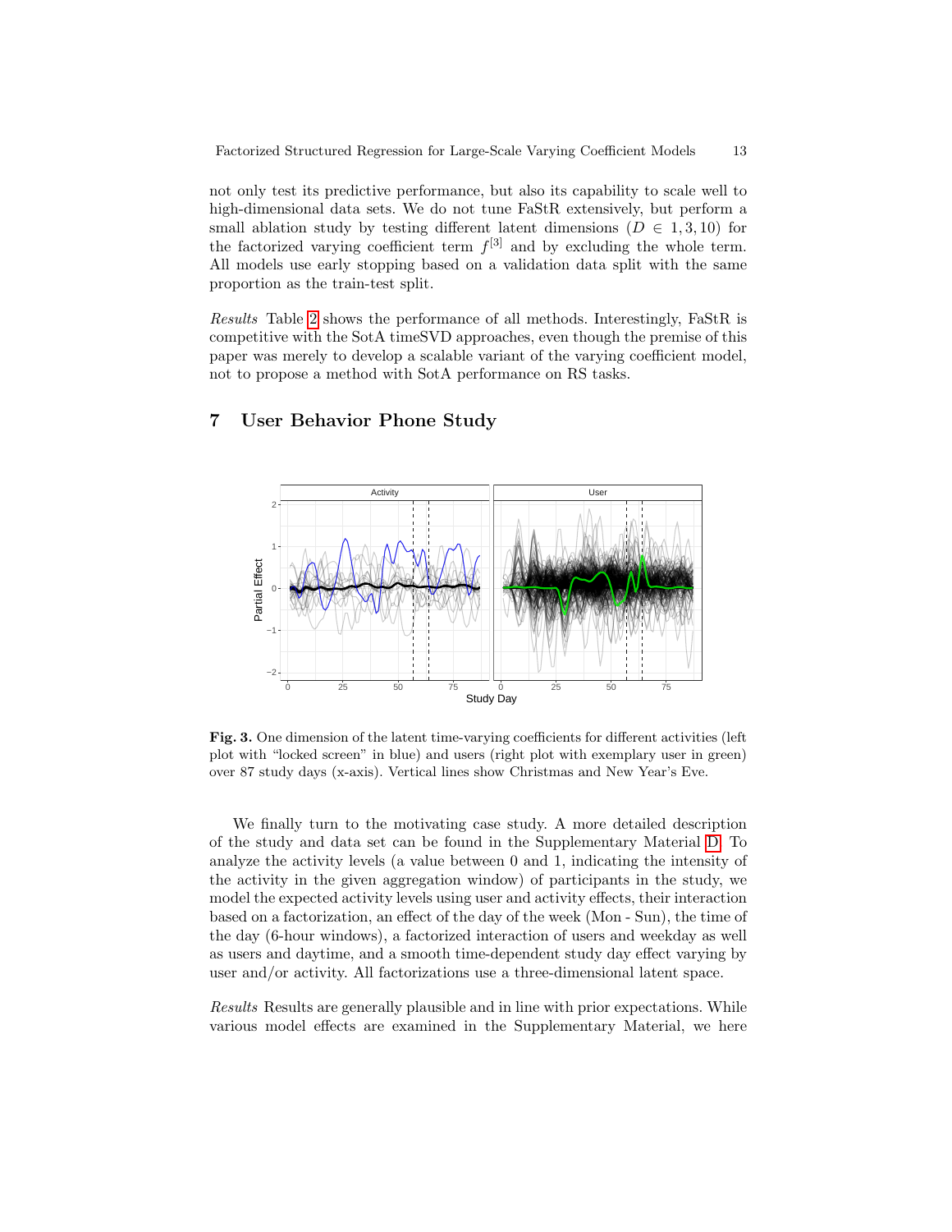not only test its predictive performance, but also its capability to scale well to high-dimensional data sets. We do not tune FaStR extensively, but perform a small ablation study by testing different latent dimensions ($D \in 1, 3, 10$) for the factorized varying coefficient term $f^{[3]}$ and by excluding the whole term. All models use early stopping based on a validation data split with the same proportion as the train-test split.

*Results* Table 2 shows the performance of all methods. Interestingly, FaStR is competitive with the SotA timeSVD approaches, even though the premise of this paper was merely to develop a scalable variant of the varying coefficient model, not to propose a method with SotA performance on RS tasks.

## 7 User Behavior Phone Study

**Fig. 3.** One dimension of the latent time-varying coefficients for different activities (left plot with "locked screen" in blue) and users (right plot with exemplary user in green) over 87 study days (x-axis). Vertical lines show Christmas and New Year's Eve.

We finally turn to the motivating case study. A more detailed description of the study and data set can be found in the Supplementary Material D. To analyze the activity levels (a value between 0 and 1, indicating the intensity of the activity in the given aggregation window) of participants in the study, we model the expected activity levels using user and activity effects, their interaction based on a factorization, an effect of the day of the week (Mon - Sun), the time of the day (6-hour windows), a factorized interaction of users and weekday as well as users and daytime, and a smooth time-dependent study day effect varying by user and/or activity. All factorizations use a three-dimensional latent space.

*Results* Results are generally plausible and in line with prior expectations. While various model effects are examined in the Supplementary Material, we here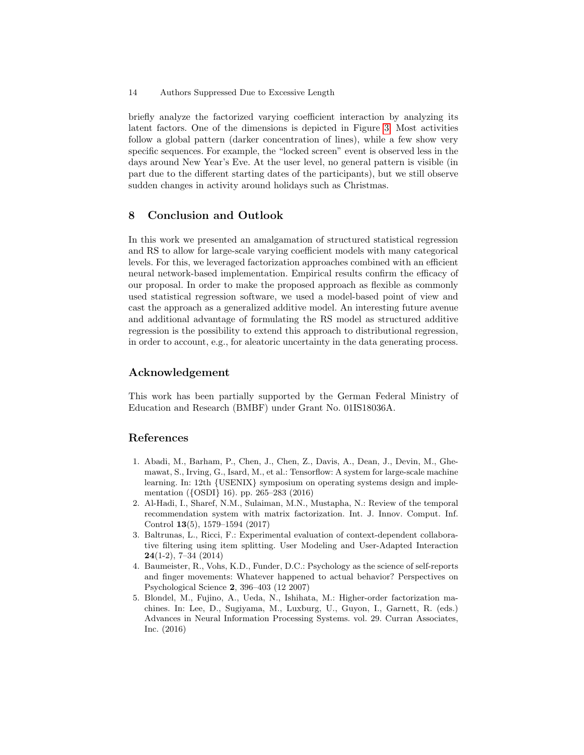briefly analyze the factorized varying coefficient interaction by analyzing its latent factors. One of the dimensions is depicted in Figure 3. Most activities follow a global pattern (darker concentration of lines), while a few show very specific sequences. For example, the "locked screen" event is observed less in the days around New Year's Eve. At the user level, no general pattern is visible (in part due to the different starting dates of the participants), but we still observe sudden changes in activity around holidays such as Christmas.

## 8 Conclusion and Outlook

In this work we presented an amalgamation of structured statistical regression and RS to allow for large-scale varying coefficient models with many categorical levels. For this, we leveraged factorization approaches combined with an efficient neural network-based implementation. Empirical results confirm the efficacy of our proposal. In order to make the proposed approach as flexible as commonly used statistical regression software, we used a model-based point of view and cast the approach as a generalized additive model. An interesting future avenue and additional advantage of formulating the RS model as structured additive regression is the possibility to extend this approach to distributional regression, in order to account, e.g., for aleatoric uncertainty in the data generating process.

## Acknowledgement

This work has been partially supported by the German Federal Ministry of Education and Research (BMBF) under Grant No. 01IS18036A.

## References

1. Abadi, M., Barham, P., Chen, J., Chen, Z., Davis, A., Dean, J., Devin, M., Ghemawat, S., Irving, G., Isard, M., et al.: Tensorflow: A system for large-scale machine learning. In: 12th {USENIX} symposium on operating systems design and implementation ({OSDI} 16). pp. 265–283 (2016)
2. Al-Hadi, I., Sharef, N.M., Sulaiman, M.N., Mustapha, N.: Review of the temporal recommendation system with matrix factorization. Int. J. Innov. Comput. Inf. Control **13**(5), 1579–1594 (2017)
3. Baltrunas, L., Ricci, F.: Experimental evaluation of context-dependent collaborative filtering using item splitting. User Modeling and User-Adapted Interaction **24**(1-2), 7–34 (2014)
4. Baumeister, R., Vohs, K.D., Funder, D.C.: Psychology as the science of self-reports and finger movements: Whatever happened to actual behavior? Perspectives on Psychological Science **2**, 396–403 (12 2007)
5. Blondel, M., Fujino, A., Ueda, N., Ishihata, M.: Higher-order factorization machines. In: Lee, D., Sugiyama, M., Luxburg, U., Guyon, I., Garnett, R. (eds.) Advances in Neural Information Processing Systems. vol. 29. Curran Associates, Inc. (2016)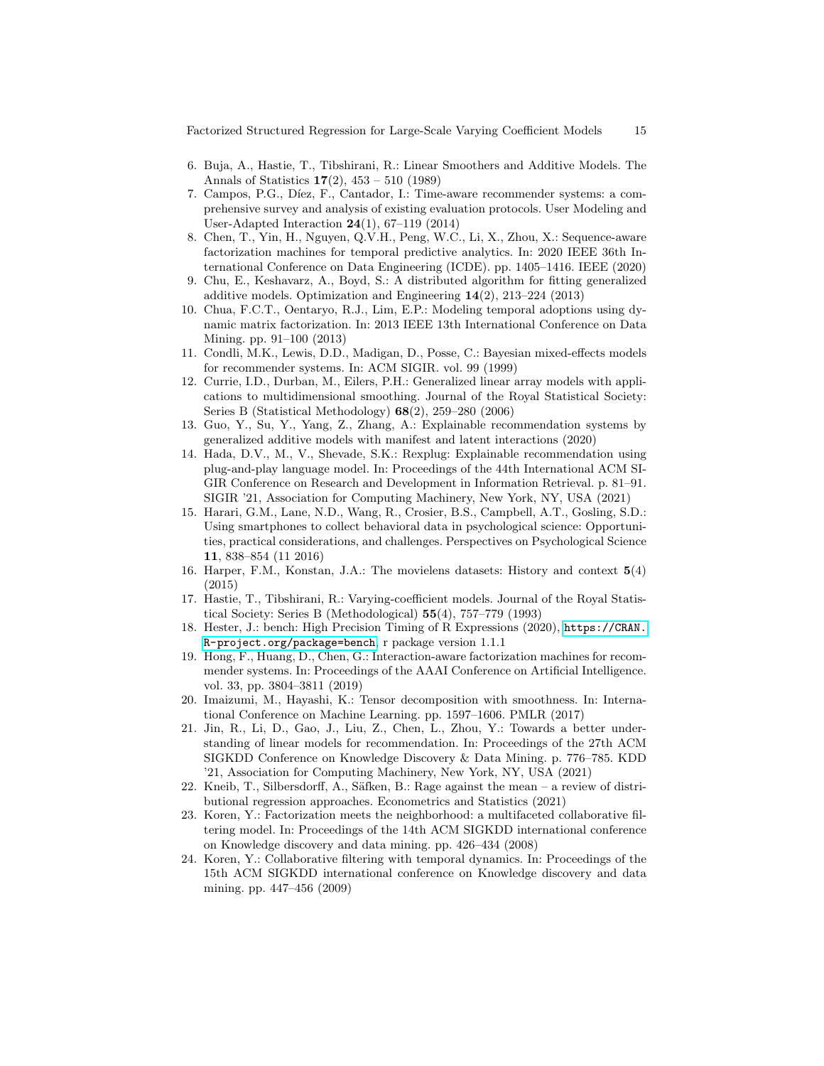6. Buja, A., Hastie, T., Tibshirani, R.: Linear Smoothers and Additive Models. The Annals of Statistics **17**(2), 453 – 510 (1989)
7. Campos, P.G., Díez, F., Cantador, I.: Time-aware recommender systems: a comprehensive survey and analysis of existing evaluation protocols. User Modeling and User-Adapted Interaction **24**(1), 67–119 (2014)
8. Chen, T., Yin, H., Nguyen, Q.V.H., Peng, W.C., Li, X., Zhou, X.: Sequence-aware factorization machines for temporal predictive analytics. In: 2020 IEEE 36th International Conference on Data Engineering (ICDE). pp. 1405–1416. IEEE (2020)
9. Chu, E., Keshavarz, A., Boyd, S.: A distributed algorithm for fitting generalized additive models. Optimization and Engineering **14**(2), 213–224 (2013)
10. Chua, F.C.T., Oentaryo, R.J., Lim, E.P.: Modeling temporal adoptions using dynamic matrix factorization. In: 2013 IEEE 13th International Conference on Data Mining. pp. 91–100 (2013)
11. Condli, M.K., Lewis, D.D., Madigan, D., Posse, C.: Bayesian mixed-effects models for recommender systems. In: ACM SIGIR. vol. 99 (1999)
12. Currie, I.D., Durban, M., Eilers, P.H.: Generalized linear array models with applications to multidimensional smoothing. Journal of the Royal Statistical Society: Series B (Statistical Methodology) **68**(2), 259–280 (2006)
13. Guo, Y., Su, Y., Yang, Z., Zhang, A.: Explainable recommendation systems by generalized additive models with manifest and latent interactions (2020)
14. Hada, D.V., M., V., Shevade, S.K.: Rexplug: Explainable recommendation using plug-and-play language model. In: Proceedings of the 44th International ACM SIGIR Conference on Research and Development in Information Retrieval. p. 81–91. SIGIR '21, Association for Computing Machinery, New York, NY, USA (2021)
15. Harari, G.M., Lane, N.D., Wang, R., Crosier, B.S., Campbell, A.T., Gosling, S.D.: Using smartphones to collect behavioral data in psychological science: Opportunities, practical considerations, and challenges. Perspectives on Psychological Science **11**, 838–854 (11 2016)
16. Harper, F.M., Konstan, J.A.: The movielens datasets: History and context **5**(4) (2015)
17. Hastie, T., Tibshirani, R.: Varying-coefficient models. Journal of the Royal Statistical Society: Series B (Methodological) **55**(4), 757–779 (1993)
18. Hester, J.: bench: High Precision Timing of R Expressions (2020), `https://CRAN.R-project.org/package=bench`, r package version 1.1.1
19. Hong, F., Huang, D., Chen, G.: Interaction-aware factorization machines for recommender systems. In: Proceedings of the AAAI Conference on Artificial Intelligence. vol. 33, pp. 3804–3811 (2019)
20. Imaizumi, M., Hayashi, K.: Tensor decomposition with smoothness. In: International Conference on Machine Learning. pp. 1597–1606. PMLR (2017)
21. Jin, R., Li, D., Gao, J., Liu, Z., Chen, L., Zhou, Y.: Towards a better understanding of linear models for recommendation. In: Proceedings of the 27th ACM SIGKDD Conference on Knowledge Discovery & Data Mining. p. 776–785. KDD '21, Association for Computing Machinery, New York, NY, USA (2021)
22. Kneib, T., Silbersdorff, A., Säfken, B.: Rage against the mean – a review of distributional regression approaches. Econometrics and Statistics (2021)
23. Koren, Y.: Factorization meets the neighborhood: a multifaceted collaborative filtering model. In: Proceedings of the 14th ACM SIGKDD international conference on Knowledge discovery and data mining. pp. 426–434 (2008)
24. Koren, Y.: Collaborative filtering with temporal dynamics. In: Proceedings of the 15th ACM SIGKDD international conference on Knowledge discovery and data mining. pp. 447–456 (2009)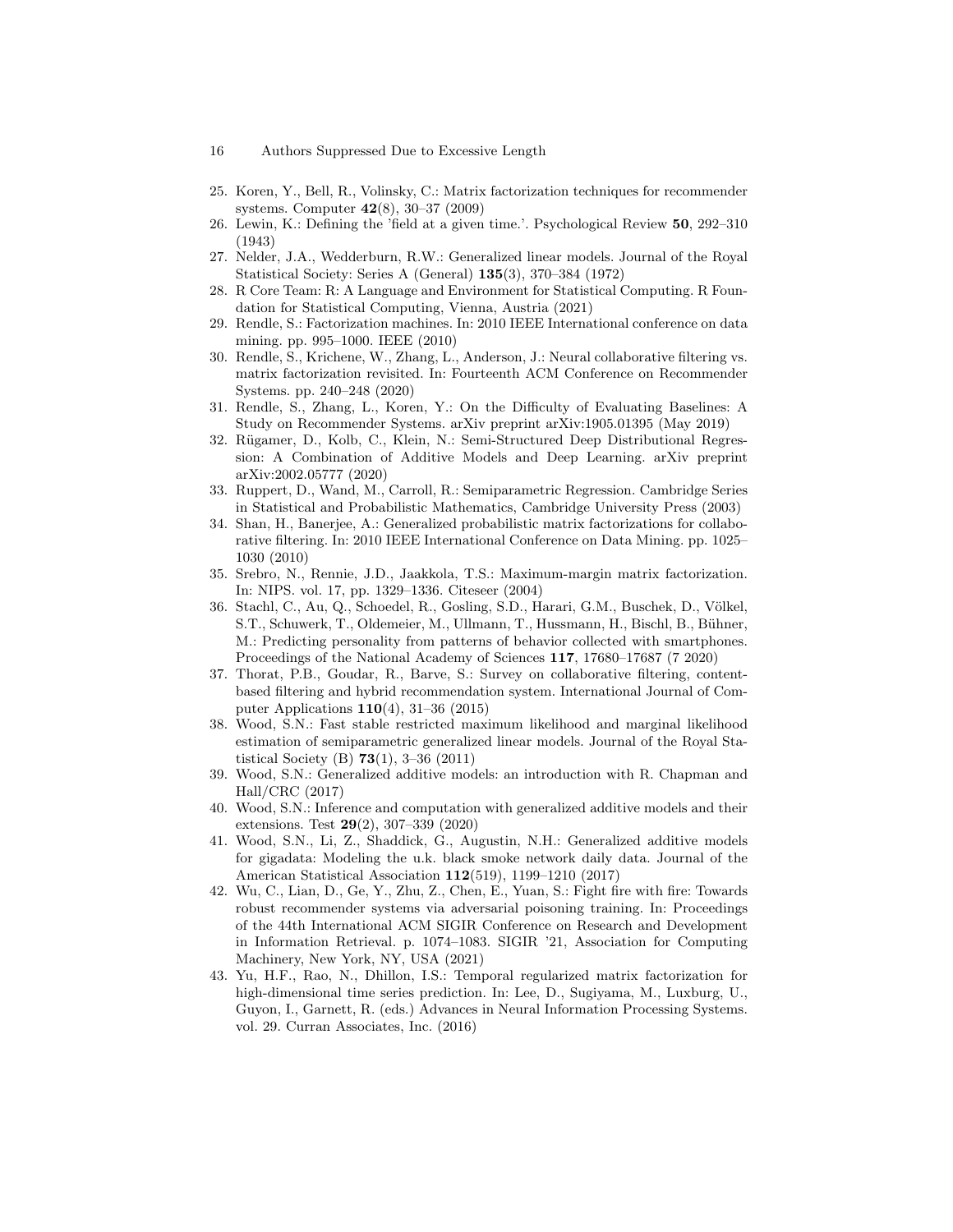25. Koren, Y., Bell, R., Volinsky, C.: Matrix factorization techniques for recommender systems. Computer **42**(8), 30–37 (2009)
26. Lewin, K.: Defining the 'field at a given time.'. Psychological Review **50**, 292–310 (1943)
27. Nelder, J.A., Wedderburn, R.W.: Generalized linear models. Journal of the Royal Statistical Society: Series A (General) **135**(3), 370–384 (1972)
28. R Core Team: R: A Language and Environment for Statistical Computing. R Foundation for Statistical Computing, Vienna, Austria (2021)
29. Rendle, S.: Factorization machines. In: 2010 IEEE International conference on data mining. pp. 995–1000. IEEE (2010)
30. Rendle, S., Krichene, W., Zhang, L., Anderson, J.: Neural collaborative filtering vs. matrix factorization revisited. In: Fourteenth ACM Conference on Recommender Systems. pp. 240–248 (2020)
31. Rendle, S., Zhang, L., Koren, Y.: On the Difficulty of Evaluating Baselines: A Study on Recommender Systems. arXiv preprint arXiv:1905.01395 (May 2019)
32. Rügamer, D., Kolb, C., Klein, N.: Semi-Structured Deep Distributional Regression: A Combination of Additive Models and Deep Learning. arXiv preprint arXiv:2002.05777 (2020)
33. Ruppert, D., Wand, M., Carroll, R.: Semiparametric Regression. Cambridge Series in Statistical and Probabilistic Mathematics, Cambridge University Press (2003)
34. Shan, H., Banerjee, A.: Generalized probabilistic matrix factorizations for collaborative filtering. In: 2010 IEEE International Conference on Data Mining. pp. 1025–1030 (2010)
35. Srebro, N., Rennie, J.D., Jaakkola, T.S.: Maximum-margin matrix factorization. In: NIPS. vol. 17, pp. 1329–1336. Citeseer (2004)
36. Stachl, C., Au, Q., Schoedel, R., Gosling, S.D., Harari, G.M., Buschek, D., Völkel, S.T., Schuwerk, T., Oldemeier, M., Ullmann, T., Hussmann, H., Bischl, B., Bühner, M.: Predicting personality from patterns of behavior collected with smartphones. Proceedings of the National Academy of Sciences **117**, 17680–17687 (7 2020)
37. Thorat, P.B., Goudar, R., Barve, S.: Survey on collaborative filtering, content-based filtering and hybrid recommendation system. International Journal of Computer Applications **110**(4), 31–36 (2015)
38. Wood, S.N.: Fast stable restricted maximum likelihood and marginal likelihood estimation of semiparametric generalized linear models. Journal of the Royal Statistical Society (B) **73**(1), 3–36 (2011)
39. Wood, S.N.: Generalized additive models: an introduction with R. Chapman and Hall/CRC (2017)
40. Wood, S.N.: Inference and computation with generalized additive models and their extensions. Test **29**(2), 307–339 (2020)
41. Wood, S.N., Li, Z., Shaddick, G., Augustin, N.H.: Generalized additive models for gigadata: Modeling the u.k. black smoke network daily data. Journal of the American Statistical Association **112**(519), 1199–1210 (2017)
42. Wu, C., Lian, D., Ge, Y., Zhu, Z., Chen, E., Yuan, S.: Fight fire with fire: Towards robust recommender systems via adversarial poisoning training. In: Proceedings of the 44th International ACM SIGIR Conference on Research and Development in Information Retrieval. p. 1074–1083. SIGIR '21, Association for Computing Machinery, New York, NY, USA (2021)
43. Yu, H.F., Rao, N., Dhillon, I.S.: Temporal regularized matrix factorization for high-dimensional time series prediction. In: Lee, D., Sugiyama, M., Luxburg, U., Guyon, I., Garnett, R. (eds.) Advances in Neural Information Processing Systems. vol. 29. Curran Associates, Inc. (2016)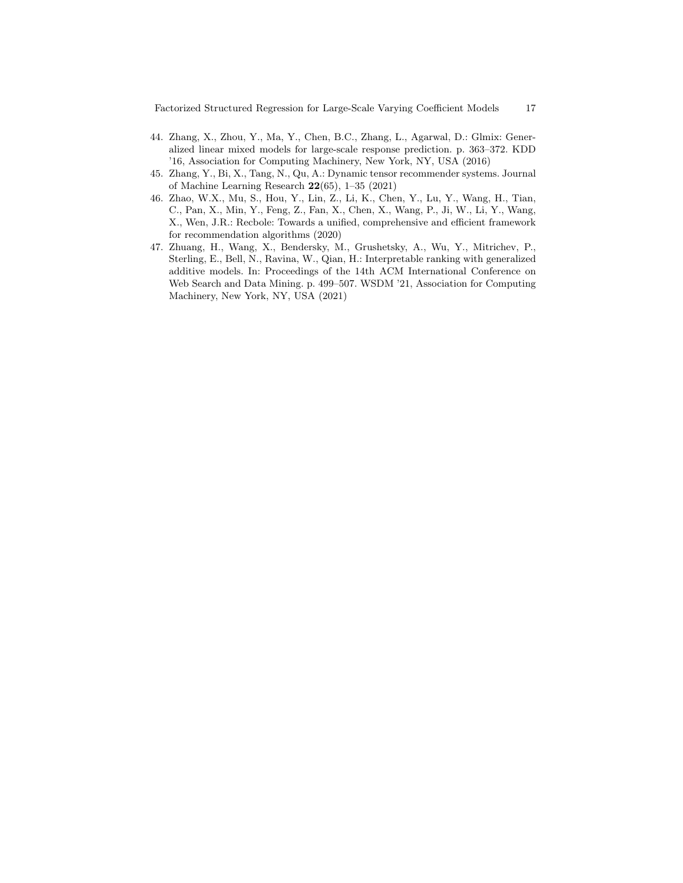44. Zhang, X., Zhou, Y., Ma, Y., Chen, B.C., Zhang, L., Agarwal, D.: Glmix: Generalized linear mixed models for large-scale response prediction. p. 363–372. KDD '16, Association for Computing Machinery, New York, NY, USA (2016)
45. Zhang, Y., Bi, X., Tang, N., Qu, A.: Dynamic tensor recommender systems. Journal of Machine Learning Research **22**(65), 1–35 (2021)
46. Zhao, W.X., Mu, S., Hou, Y., Lin, Z., Li, K., Chen, Y., Lu, Y., Wang, H., Tian, C., Pan, X., Min, Y., Feng, Z., Fan, X., Chen, X., Wang, P., Ji, W., Li, Y., Wang, X., Wen, J.R.: Recbole: Towards a unified, comprehensive and efficient framework for recommendation algorithms (2020)
47. Zhuang, H., Wang, X., Bendersky, M., Grushetsky, A., Wu, Y., Mitrichev, P., Sterling, E., Bell, N., Ravina, W., Qian, H.: Interpretable ranking with generalized additive models. In: Proceedings of the 14th ACM International Conference on Web Search and Data Mining. p. 499–507. WSDM '21, Association for Computing Machinery, New York, NY, USA (2021)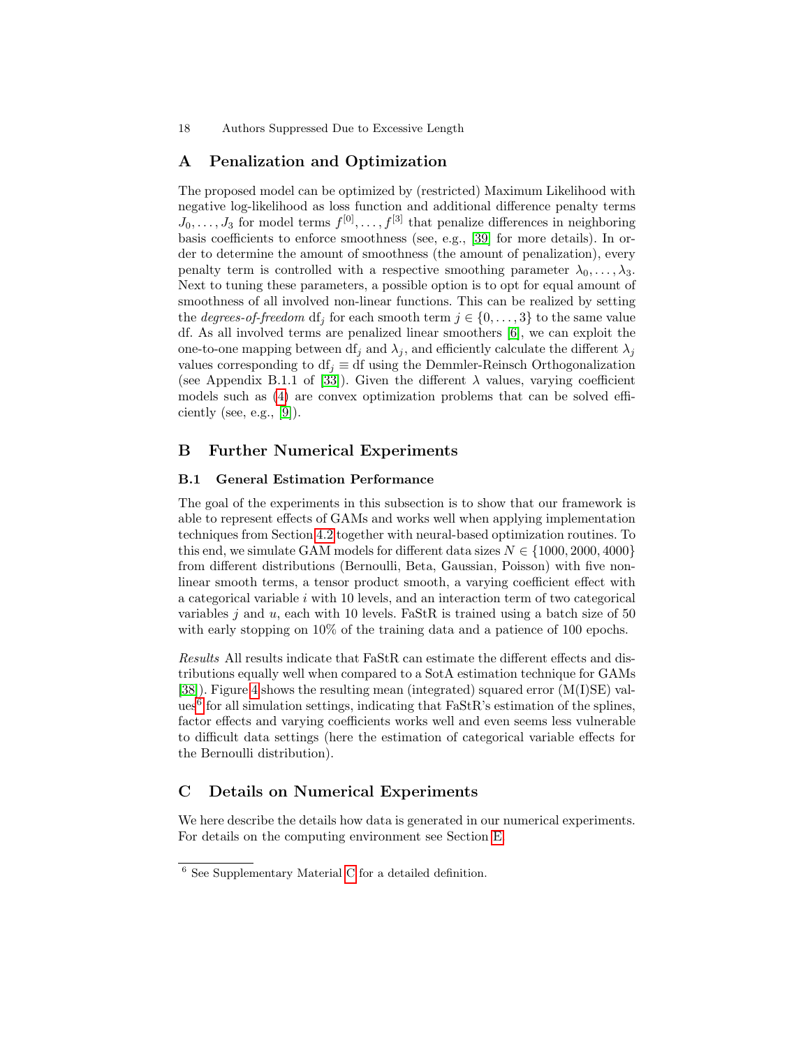## A Penalization and Optimization

The proposed model can be optimized by (restricted) Maximum Likelihood with negative log-likelihood as loss function and additional difference penalty terms $J_0, \dots, J_3$ for model terms $f^{[0]}, \dots, f^{[3]}$ that penalize differences in neighboring basis coefficients to enforce smoothness (see, e.g., [39] for more details). In order to determine the amount of smoothness (the amount of penalization), every penalty term is controlled with a respective smoothing parameter $\lambda_0, \dots, \lambda_3$. Next to tuning these parameters, a possible option is to opt for equal amount of smoothness of all involved non-linear functions. This can be realized by setting the *degrees-of-freedom* $\mathrm{df}_j$ for each smooth term $j \in \{0, \dots, 3\}$ to the same value df. As all involved terms are penalized linear smoothers [6], we can exploit the one-to-one mapping between $\mathrm{df}_j$ and $\lambda_j$, and efficiently calculate the different $\lambda_j$ values corresponding to $\mathrm{df}_j \equiv \mathrm{df}$ using the Demmler-Reinsch Orthogonalization (see Appendix B.1.1 of [33]). Given the different $\lambda$ values, varying coefficient models such as (4) are convex optimization problems that can be solved efficiently (see, e.g., [9]).

## B Further Numerical Experiments

### B.1 General Estimation Performance

The goal of the experiments in this subsection is to show that our framework is able to represent effects of GAMs and works well when applying implementation techniques from Section 4.2 together with neural-based optimization routines. To this end, we simulate GAM models for different data sizes $N \in \{1000, 2000, 4000\}$ from different distributions (Bernoulli, Beta, Gaussian, Poisson) with five non-linear smooth terms, a tensor product smooth, a varying coefficient effect with a categorical variable $i$ with 10 levels, and an interaction term of two categorical variables $j$ and $u$, each with 10 levels. FaStR is trained using a batch size of 50 with early stopping on 10% of the training data and a patience of 100 epochs.

*Results* All results indicate that FaStR can estimate the different effects and distributions equally well when compared to a SotA estimation technique for GAMs [38]). Figure 4 shows the resulting mean (integrated) squared error (M(I)SE) values[6] for all simulation settings, indicating that FaStR's estimation of the splines, factor effects and varying coefficients works well and even seems less vulnerable to difficult data settings (here the estimation of categorical variable effects for the Bernoulli distribution).

## C Details on Numerical Experiments

We here describe the details how data is generated in our numerical experiments. For details on the computing environment see Section E.

[6] See Supplementary Material C for a detailed definition.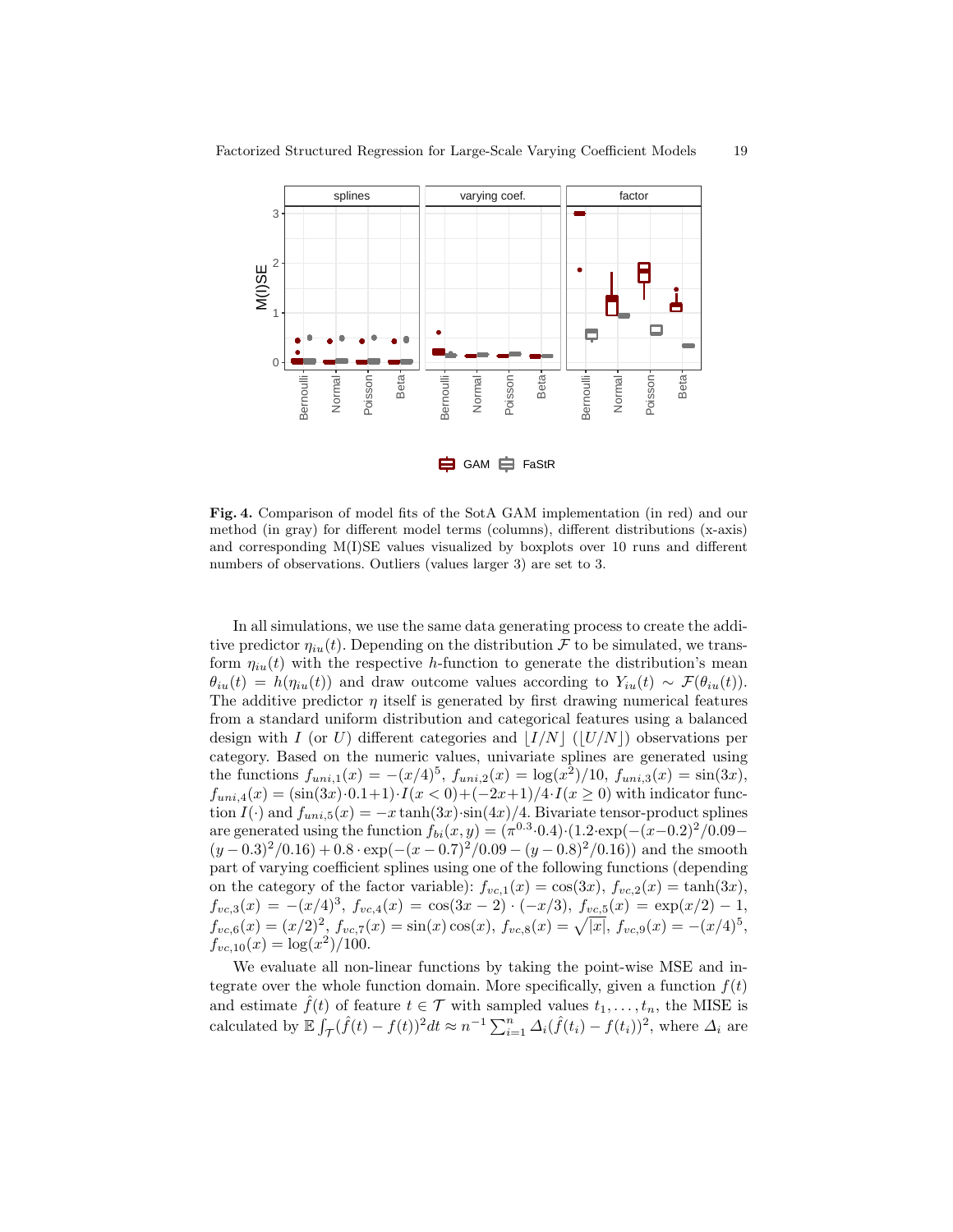**Fig. 4.** Comparison of model fits of the SotA GAM implementation (in red) and our method (in gray) for different model terms (columns), different distributions (x-axis) and corresponding M(I)SE values visualized by boxplots over 10 runs and different numbers of observations. Outliers (values larger 3) are set to 3.

In all simulations, we use the same data generating process to create the additive predictor $\eta_{iu}(t)$. Depending on the distribution $\mathcal{F}$ to be simulated, we transform $\eta_{iu}(t)$ with the respective $h$-function to generate the distribution's mean $\theta_{iu}(t) = h(\eta_{iu}(t))$ and draw outcome values according to $Y_{iu}(t) \sim \mathcal{F}(\theta_{iu}(t))$. The additive predictor $\eta$ itself is generated by first drawing numerical features from a standard uniform distribution and categorical features using a balanced design with $I$ (or $U$) different categories and $\lfloor I/N \rfloor$ ($\lfloor U/N \rfloor$) observations per category. Based on the numeric values, univariate splines are generated using the functions $f_{uni,1}(x) = -(x/4)^5$, $f_{uni,2}(x) = \log(x^2)/10$, $f_{uni,3}(x) = \sin(3x)$, $f_{uni,4}(x) = (\sin(3x) \cdot 0.1 + 1) \cdot I(x < 0) + (-2x + 1)/4 \cdot I(x \geq 0)$ with indicator function $I(\cdot)$ and $f_{uni,5}(x) = -x \tanh(3x) \cdot \sin(4x)/4$. Bivariate tensor-product splines are generated using the function $f_{bi}(x, y) = (\pi^{0.3} \cdot 0.4) \cdot (1.2 \cdot \exp(-(x - 0.2)^2/0.09 - (y - 0.3)^2/0.16) + 0.8 \cdot \exp(-(x - 0.7)^2/0.09 - (y - 0.8)^2/0.16))$ and the smooth part of varying coefficient splines using one of the following functions (depending on the category of the factor variable): $f_{vc,1}(x) = \cos(3x)$, $f_{vc,2}(x) = \tanh(3x)$, $f_{vc,3}(x) = -(x/4)^3$, $f_{vc,4}(x) = \cos(3x - 2) \cdot (-x/3)$, $f_{vc,5}(x) = \exp(x/2) - 1$, $f_{vc,6}(x) = (x/2)^2$, $f_{vc,7}(x) = \sin(x)\cos(x)$, $f_{vc,8}(x) = \sqrt{|x|}$, $f_{vc,9}(x) = -(x/4)^5$, $f_{vc,10}(x) = \log(x^2)/100$.

We evaluate all non-linear functions by taking the point-wise MSE and integrate over the whole function domain. More specifically, given a function $f(t)$ and estimate $\hat{f}(t)$ of feature $t \in \mathcal{T}$ with sampled values $t_1, \ldots, t_n$, the MISE is calculated by $\mathbb{E} \int_{\mathcal{T}} (\hat{f}(t) - f(t))^2 dt \approx n^{-1} \sum_{i=1}^{n} \Delta_i (\hat{f}(t_i) - f(t_i))^2$, where $\Delta_i$ are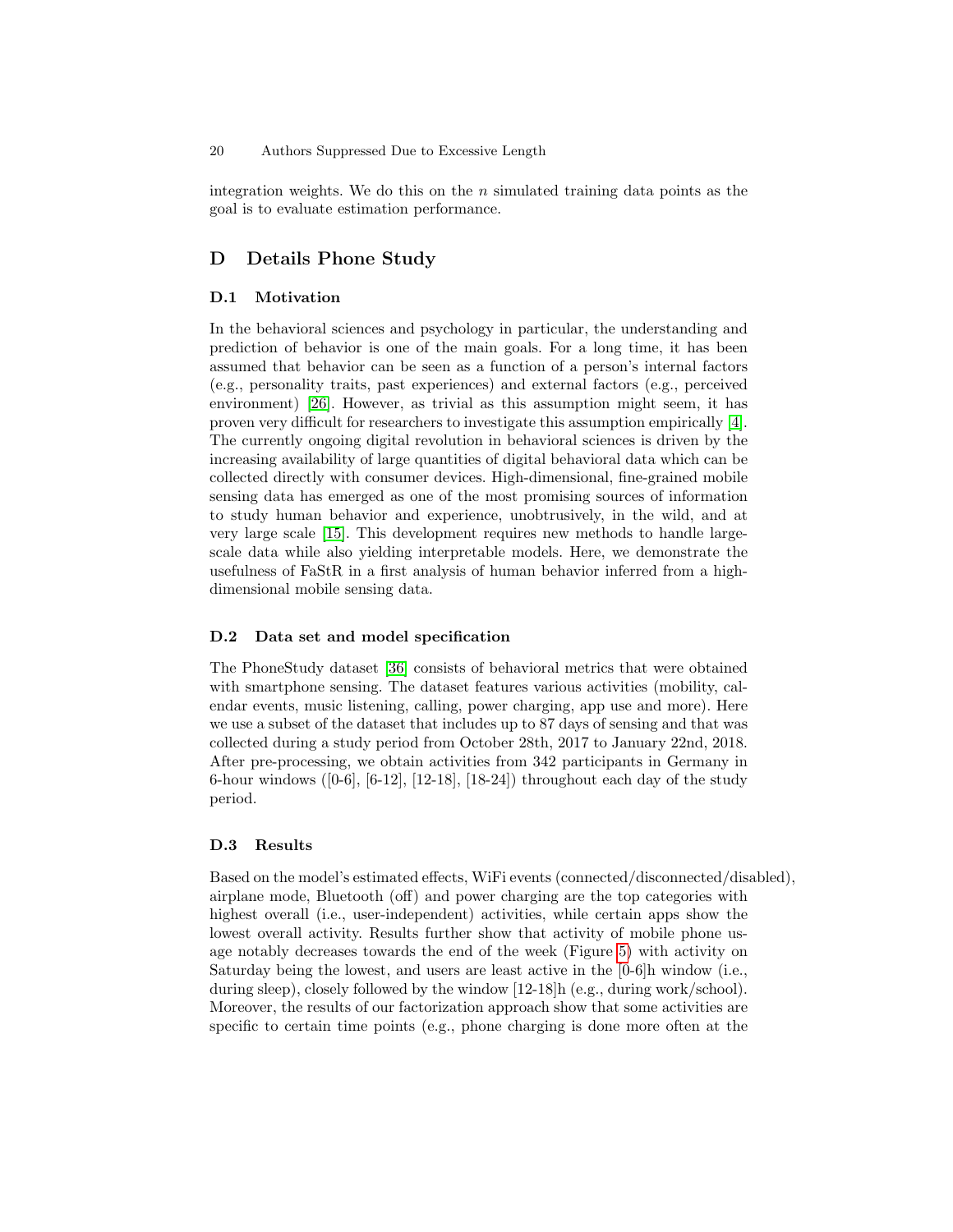integration weights. We do this on the $n$ simulated training data points as the goal is to evaluate estimation performance.

## D Details Phone Study

### D.1 Motivation

In the behavioral sciences and psychology in particular, the understanding and prediction of behavior is one of the main goals. For a long time, it has been assumed that behavior can be seen as a function of a person's internal factors (e.g., personality traits, past experiences) and external factors (e.g., perceived environment) [26]. However, as trivial as this assumption might seem, it has proven very difficult for researchers to investigate this assumption empirically [4]. The currently ongoing digital revolution in behavioral sciences is driven by the increasing availability of large quantities of digital behavioral data which can be collected directly with consumer devices. High-dimensional, fine-grained mobile sensing data has emerged as one of the most promising sources of information to study human behavior and experience, unobtrusively, in the wild, and at very large scale [15]. This development requires new methods to handle large-scale data while also yielding interpretable models. Here, we demonstrate the usefulness of FaStR in a first analysis of human behavior inferred from a high-dimensional mobile sensing data.

### D.2 Data set and model specification

The PhoneStudy dataset [36] consists of behavioral metrics that were obtained with smartphone sensing. The dataset features various activities (mobility, calendar events, music listening, calling, power charging, app use and more). Here we use a subset of the dataset that includes up to 87 days of sensing and that was collected during a study period from October 28th, 2017 to January 22nd, 2018. After pre-processing, we obtain activities from 342 participants in Germany in 6-hour windows ([0-6], [6-12], [12-18], [18-24]) throughout each day of the study period.

### D.3 Results

Based on the model's estimated effects, WiFi events (connected/disconnected/disabled), airplane mode, Bluetooth (off) and power charging are the top categories with highest overall (i.e., user-independent) activities, while certain apps show the lowest overall activity. Results further show that activity of mobile phone usage notably decreases towards the end of the week (Figure 5) with activity on Saturday being the lowest, and users are least active in the [0-6]h window (i.e., during sleep), closely followed by the window [12-18]h (e.g., during work/school). Moreover, the results of our factorization approach show that some activities are specific to certain time points (e.g., phone charging is done more often at the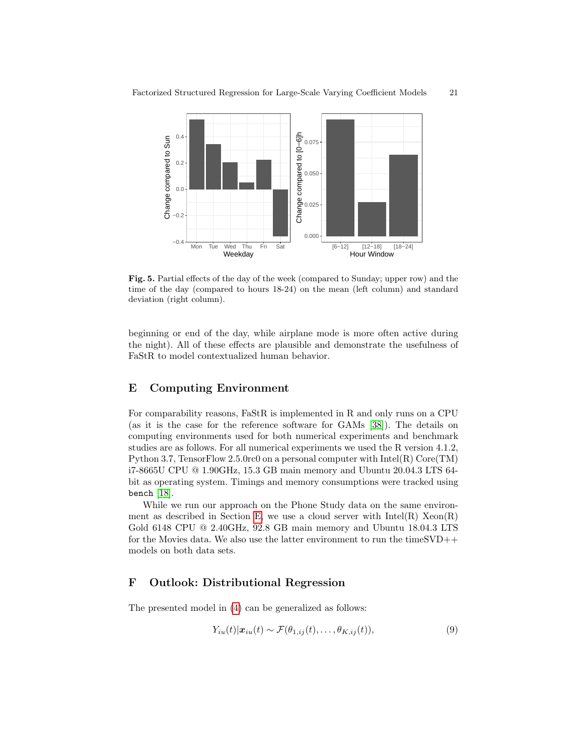**Fig. 5.** Partial effects of the day of the week (compared to Sunday; upper row) and the time of the day (compared to hours 18-24) on the mean (left column) and standard deviation (right column).

beginning or end of the day, while airplane mode is more often active during the night). All of these effects are plausible and demonstrate the usefulness of FaStR to model contextualized human behavior.

## E Computing Environment

For comparability reasons, FaStR is implemented in R and only runs on a CPU (as it is the case for the reference software for GAMs [38]). The details on computing environments used for both numerical experiments and benchmark studies are as follows. For all numerical experiments we used the R version 4.1.2, Python 3.7, TensorFlow 2.5.0rc0 on a personal computer with Intel(R) Core(TM) i7-8665U CPU @ 1.90GHz, 15.3 GB main memory and Ubuntu 20.04.3 LTS 64-bit as operating system. Timings and memory consumptions were tracked using `bench` [18].

While we run our approach on the Phone Study data on the same environment as described in Section E, we use a cloud server with Intel(R) Xeon(R) Gold 6148 CPU @ 2.40GHz, 92.8 GB main memory and Ubuntu 18.04.3 LTS for the Movies data. We also use the latter environment to run the timeSVD++ models on both data sets.

## F Outlook: Distributional Regression

The presented model in (4) can be generalized as follows:

$$Y_{iu}(t)|\boldsymbol{x}_{iu}(t) \sim \mathcal{F}(\theta_{1,ij}(t), \ldots, \theta_{K,ij}(t)), \tag{9}$$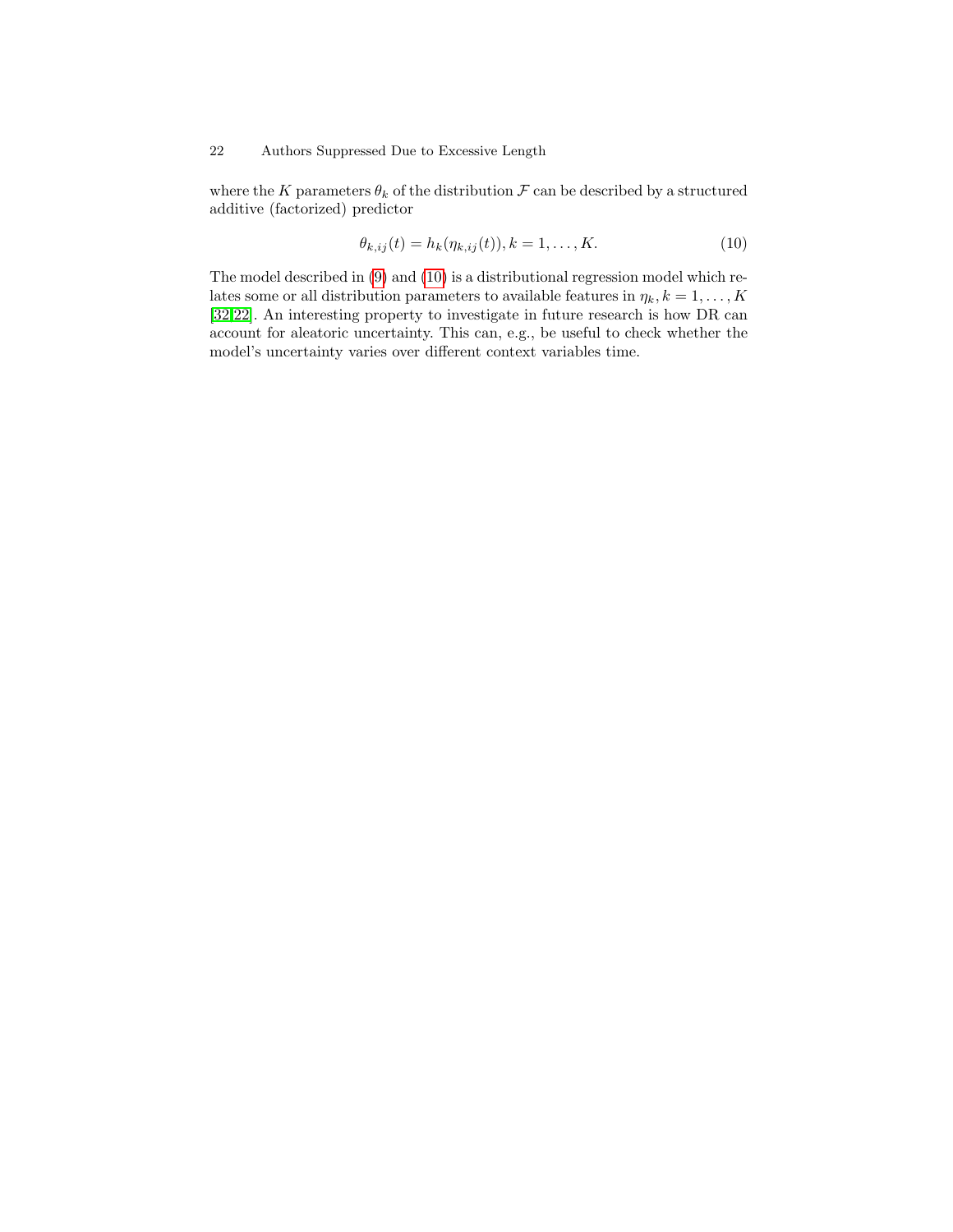where the $K$ parameters $\theta_k$ of the distribution $\mathcal{F}$ can be described by a structured additive (factorized) predictor

$$\theta_{k,ij}(t) = h_k(\eta_{k,ij}(t)), k = 1, \ldots, K. \tag{10}$$

The model described in (9) and (10) is a distributional regression model which relates some or all distribution parameters to available features in $\eta_k, k = 1, \ldots, K$ [32,22]. An interesting property to investigate in future research is how DR can account for aleatoric uncertainty. This can, e.g., be useful to check whether the model's uncertainty varies over different context variables time.